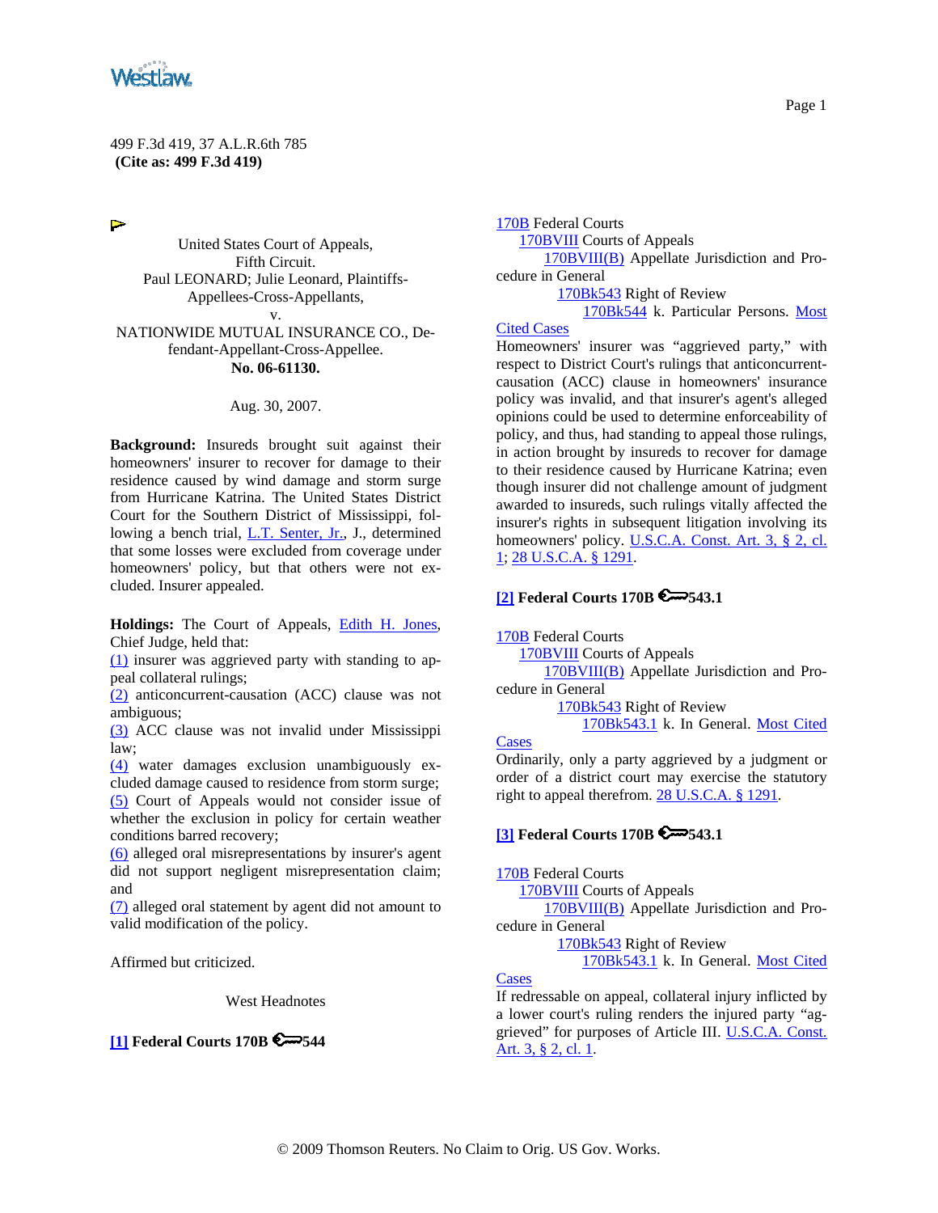499 F.3d 419, 37 A.L.R.6th 785
**(Cite as: 499 F.3d 419)**

United States Court of Appeals,
Fifth Circuit.
Paul LEONARD; Julie Leonard, Plaintiffs-Appellees-Cross-Appellants,
v.
NATIONWIDE MUTUAL INSURANCE CO., Defendant-Appellant-Cross-Appellee.
**No. 06-61130.**

Aug. 30, 2007.

**Background:** Insureds brought suit against their homeowners' insurer to recover for damage to their residence caused by wind damage and storm surge from Hurricane Katrina. The United States District Court for the Southern District of Mississippi, following a bench trial, L.T. Senter, Jr., J., determined that some losses were excluded from coverage under homeowners' policy, but that others were not excluded. Insurer appealed.

**Holdings:** The Court of Appeals, Edith H. Jones, Chief Judge, held that:
(1) insurer was aggrieved party with standing to appeal collateral rulings;
(2) anticoncurrent-causation (ACC) clause was not ambiguous;
(3) ACC clause was not invalid under Mississippi law;
(4) water damages exclusion unambiguously excluded damage caused to residence from storm surge;
(5) Court of Appeals would not consider issue of whether the exclusion in policy for certain weather conditions barred recovery;
(6) alleged oral misrepresentations by insurer's agent did not support negligent misrepresentation claim; and
(7) alleged oral statement by agent did not amount to valid modification of the policy.

Affirmed but criticized.

West Headnotes

**[1] Federal Courts 170B 544**

170B Federal Courts
170BVIII Courts of Appeals
170BVIII(B) Appellate Jurisdiction and Procedure in General
170Bk543 Right of Review
170Bk544 k. Particular Persons. Most Cited Cases

Homeowners' insurer was "aggrieved party," with respect to District Court's rulings that anticoncurrent-causation (ACC) clause in homeowners' insurance policy was invalid, and that insurer's agent's alleged opinions could be used to determine enforceability of policy, and thus, had standing to appeal those rulings, in action brought by insureds to recover for damage to their residence caused by Hurricane Katrina; even though insurer did not challenge amount of judgment awarded to insureds, such rulings vitally affected the insurer's rights in subsequent litigation involving its homeowners' policy. U.S.C.A. Const. Art. 3, § 2, cl. 1; 28 U.S.C.A. § 1291.

**[2] Federal Courts 170B 543.1**

170B Federal Courts
170BVIII Courts of Appeals
170BVIII(B) Appellate Jurisdiction and Procedure in General
170Bk543 Right of Review
170Bk543.1 k. In General. Most Cited Cases

Ordinarily, only a party aggrieved by a judgment or order of a district court may exercise the statutory right to appeal therefrom. 28 U.S.C.A. § 1291.

**[3] Federal Courts 170B 543.1**

170B Federal Courts
170BVIII Courts of Appeals
170BVIII(B) Appellate Jurisdiction and Procedure in General
170Bk543 Right of Review
170Bk543.1 k. In General. Most Cited Cases

If redressable on appeal, collateral injury inflicted by a lower court's ruling renders the injured party "aggrieved" for purposes of Article III. U.S.C.A. Const. Art. 3, § 2, cl. 1.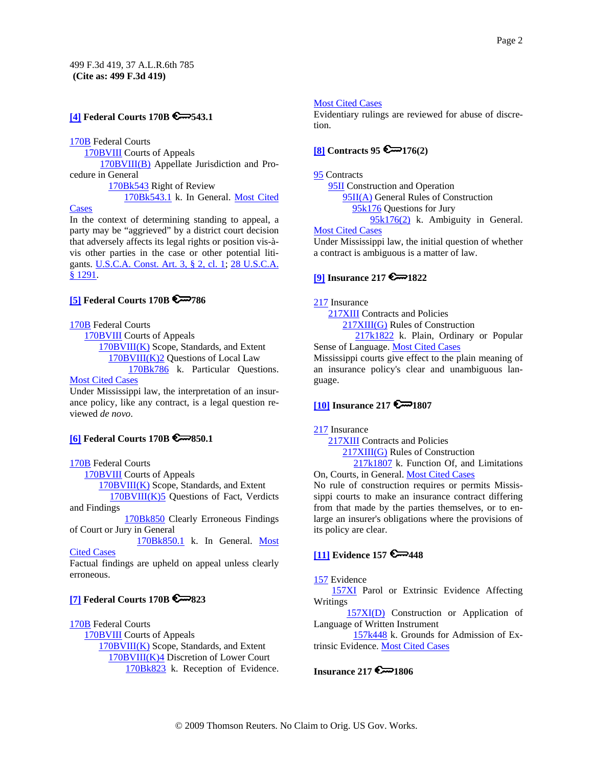**[4] Federal Courts 170B 🔑543.1**

170B Federal Courts
170BVIII Courts of Appeals
170BVIII(B) Appellate Jurisdiction and Procedure in General
170Bk543 Right of Review
170Bk543.1 k. In General. Most Cited Cases

In the context of determining standing to appeal, a party may be "aggrieved" by a district court decision that adversely affects its legal rights or position vis-à-vis other parties in the case or other potential litigants. U.S.C.A. Const. Art. 3, § 2, cl. 1; 28 U.S.C.A. § 1291.

**[5] Federal Courts 170B 🔑786**

170B Federal Courts
170BVIII Courts of Appeals
170BVIII(K) Scope, Standards, and Extent
170BVIII(K)2 Questions of Local Law
170Bk786 k. Particular Questions. Most Cited Cases

Under Mississippi law, the interpretation of an insurance policy, like any contract, is a legal question reviewed *de novo*.

**[6] Federal Courts 170B 🔑850.1**

170B Federal Courts
170BVIII Courts of Appeals
170BVIII(K) Scope, Standards, and Extent
170BVIII(K)5 Questions of Fact, Verdicts and Findings
170Bk850 Clearly Erroneous Findings of Court or Jury in General
170Bk850.1 k. In General. Most Cited Cases

Factual findings are upheld on appeal unless clearly erroneous.

**[7] Federal Courts 170B 🔑823**

170B Federal Courts
170BVIII Courts of Appeals
170BVIII(K) Scope, Standards, and Extent
170BVIII(K)4 Discretion of Lower Court
170Bk823 k. Reception of Evidence. Most Cited Cases

Evidentiary rulings are reviewed for abuse of discretion.

**[8] Contracts 95 🔑176(2)**

95 Contracts
95II Construction and Operation
95II(A) General Rules of Construction
95k176 Questions for Jury
95k176(2) k. Ambiguity in General. Most Cited Cases

Under Mississippi law, the initial question of whether a contract is ambiguous is a matter of law.

**[9] Insurance 217 🔑1822**

217 Insurance
217XIII Contracts and Policies
217XIII(G) Rules of Construction
217k1822 k. Plain, Ordinary or Popular Sense of Language. Most Cited Cases

Mississippi courts give effect to the plain meaning of an insurance policy's clear and unambiguous language.

**[10] Insurance 217 🔑1807**

217 Insurance
217XIII Contracts and Policies
217XIII(G) Rules of Construction
217k1807 k. Function Of, and Limitations On, Courts, in General. Most Cited Cases

No rule of construction requires or permits Mississippi courts to make an insurance contract differing from that made by the parties themselves, or to enlarge an insurer's obligations where the provisions of its policy are clear.

**[11] Evidence 157 🔑448**

157 Evidence
157XI Parol or Extrinsic Evidence Affecting Writings
157XI(D) Construction or Application of Language of Written Instrument
157k448 k. Grounds for Admission of Extrinsic Evidence. Most Cited Cases

**Insurance 217 🔑1806**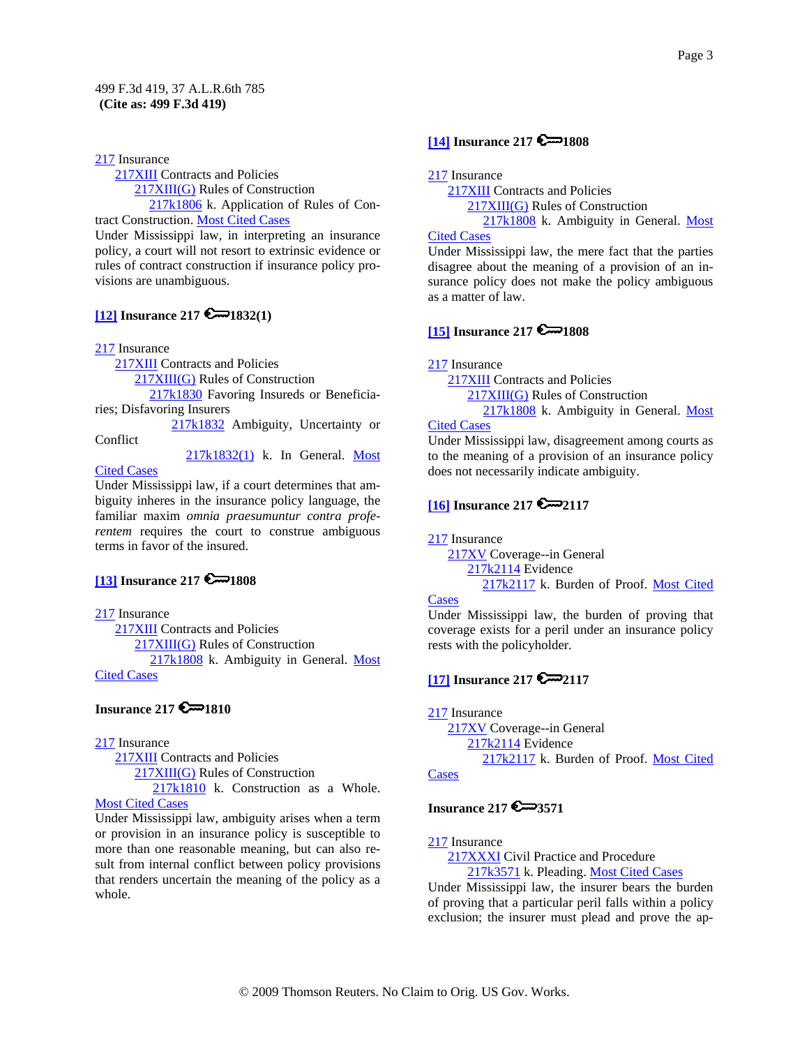217 Insurance
 217XIII Contracts and Policies
 217XIII(G) Rules of Construction
 217k1806 k. Application of Rules of Contract Construction. Most Cited Cases

Under Mississippi law, in interpreting an insurance policy, a court will not resort to extrinsic evidence or rules of contract construction if insurance policy provisions are unambiguous.

**[12] Insurance 217 1832(1)**

217 Insurance
 217XIII Contracts and Policies
 217XIII(G) Rules of Construction
 217k1830 Favoring Insureds or Beneficiaries; Disfavoring Insurers
 217k1832 Ambiguity, Uncertainty or Conflict
 217k1832(1) k. In General. Most Cited Cases

Under Mississippi law, if a court determines that ambiguity inheres in the insurance policy language, the familiar maxim *omnia praesumuntur contra proferentem* requires the court to construe ambiguous terms in favor of the insured.

**[13] Insurance 217 1808**

217 Insurance
 217XIII Contracts and Policies
 217XIII(G) Rules of Construction
 217k1808 k. Ambiguity in General. Most Cited Cases

**Insurance 217 1810**

217 Insurance
 217XIII Contracts and Policies
 217XIII(G) Rules of Construction
 217k1810 k. Construction as a Whole. Most Cited Cases

Under Mississippi law, ambiguity arises when a term or provision in an insurance policy is susceptible to more than one reasonable meaning, but can also result from internal conflict between policy provisions that renders uncertain the meaning of the policy as a whole.

**[14] Insurance 217 1808**

217 Insurance
 217XIII Contracts and Policies
 217XIII(G) Rules of Construction
 217k1808 k. Ambiguity in General. Most Cited Cases

Under Mississippi law, the mere fact that the parties disagree about the meaning of a provision of an insurance policy does not make the policy ambiguous as a matter of law.

**[15] Insurance 217 1808**

217 Insurance
 217XIII Contracts and Policies
 217XIII(G) Rules of Construction
 217k1808 k. Ambiguity in General. Most Cited Cases

Under Mississippi law, disagreement among courts as to the meaning of a provision of an insurance policy does not necessarily indicate ambiguity.

**[16] Insurance 217 2117**

217 Insurance
 217XV Coverage--in General
 217k2114 Evidence
 217k2117 k. Burden of Proof. Most Cited Cases

Under Mississippi law, the burden of proving that coverage exists for a peril under an insurance policy rests with the policyholder.

**[17] Insurance 217 2117**

217 Insurance
 217XV Coverage--in General
 217k2114 Evidence
 217k2117 k. Burden of Proof. Most Cited Cases

**Insurance 217 3571**

217 Insurance
 217XXXI Civil Practice and Procedure
 217k3571 k. Pleading. Most Cited Cases

Under Mississippi law, the insurer bears the burden of proving that a particular peril falls within a policy exclusion; the insurer must plead and prove the ap-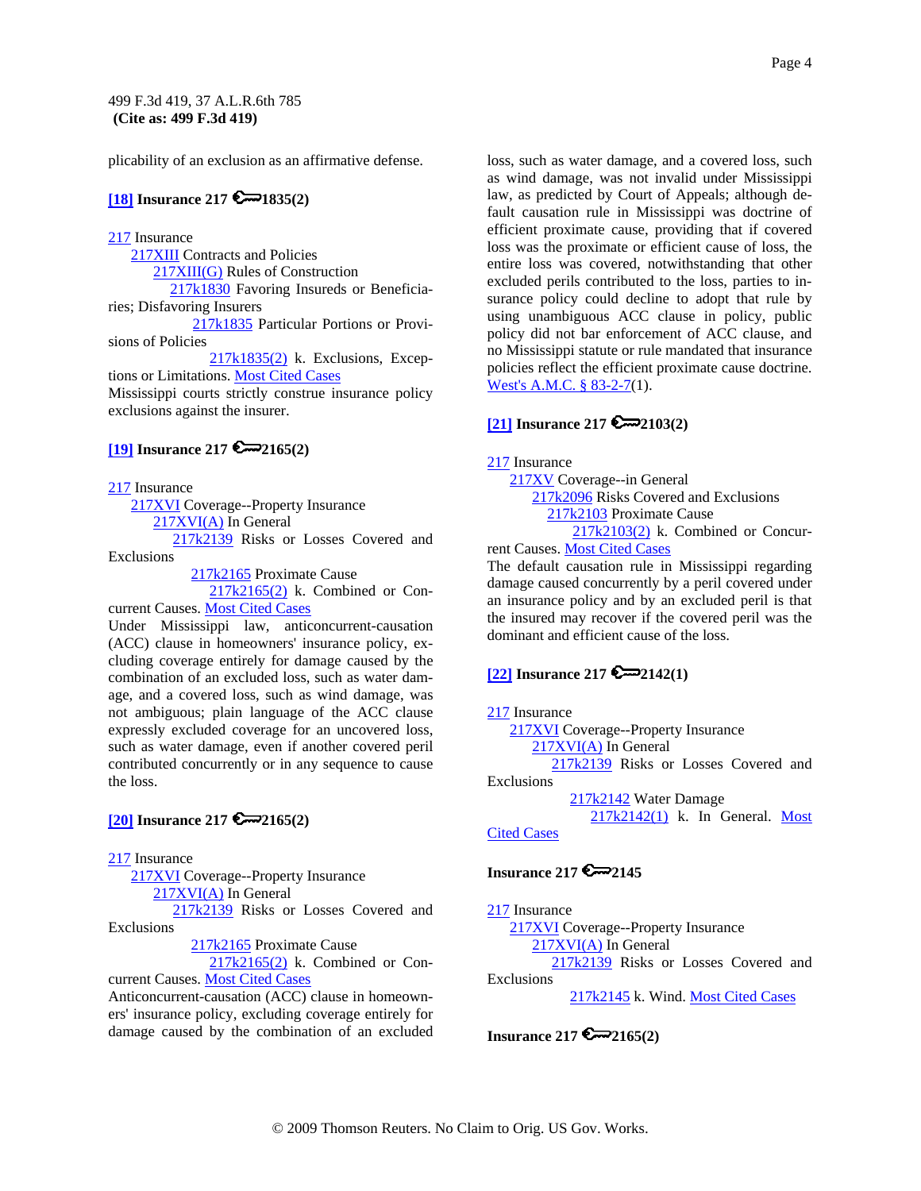plicability of an exclusion as an affirmative defense.

**[18] Insurance 217 🔑1835(2)**

217 Insurance
217XIII Contracts and Policies
217XIII(G) Rules of Construction
217k1830 Favoring Insureds or Beneficiaries; Disfavoring Insurers
217k1835 Particular Portions or Provisions of Policies
217k1835(2) k. Exclusions, Exceptions or Limitations. Most Cited Cases

Mississippi courts strictly construe insurance policy exclusions against the insurer.

**[19] Insurance 217 🔑2165(2)**

217 Insurance
217XVI Coverage--Property Insurance
217XVI(A) In General
217k2139 Risks or Losses Covered and Exclusions
217k2165 Proximate Cause
217k2165(2) k. Combined or Concurrent Causes. Most Cited Cases

Under Mississippi law, anticoncurrent-causation (ACC) clause in homeowners' insurance policy, excluding coverage entirely for damage caused by the combination of an excluded loss, such as water damage, and a covered loss, such as wind damage, was not ambiguous; plain language of the ACC clause expressly excluded coverage for an uncovered loss, such as water damage, even if another covered peril contributed concurrently or in any sequence to cause the loss.

**[20] Insurance 217 🔑2165(2)**

217 Insurance
217XVI Coverage--Property Insurance
217XVI(A) In General
217k2139 Risks or Losses Covered and Exclusions
217k2165 Proximate Cause
217k2165(2) k. Combined or Concurrent Causes. Most Cited Cases

Anticoncurrent-causation (ACC) clause in homeowners' insurance policy, excluding coverage entirely for damage caused by the combination of an excluded loss, such as water damage, and a covered loss, such as wind damage, was not invalid under Mississippi law, as predicted by Court of Appeals; although default causation rule in Mississippi was doctrine of efficient proximate cause, providing that if covered loss was the proximate or efficient cause of loss, the entire loss was covered, notwithstanding that other excluded perils contributed to the loss, parties to insurance policy could decline to adopt that rule by using unambiguous ACC clause in policy, public policy did not bar enforcement of ACC clause, and no Mississippi statute or rule mandated that insurance policies reflect the efficient proximate cause doctrine. West's A.M.C. § 83-2-7(1).

**[21] Insurance 217 🔑2103(2)**

217 Insurance
217XV Coverage--in General
217k2096 Risks Covered and Exclusions
217k2103 Proximate Cause
217k2103(2) k. Combined or Concurrent Causes. Most Cited Cases

The default causation rule in Mississippi regarding damage caused concurrently by a peril covered under an insurance policy and by an excluded peril is that the insured may recover if the covered peril was the dominant and efficient cause of the loss.

**[22] Insurance 217 🔑2142(1)**

217 Insurance
217XVI Coverage--Property Insurance
217XVI(A) In General
217k2139 Risks or Losses Covered and Exclusions
217k2142 Water Damage
217k2142(1) k. In General. Most Cited Cases

**Insurance 217 🔑2145**

217 Insurance
217XVI Coverage--Property Insurance
217XVI(A) In General
217k2139 Risks or Losses Covered and Exclusions
217k2145 k. Wind. Most Cited Cases

**Insurance 217 🔑2165(2)**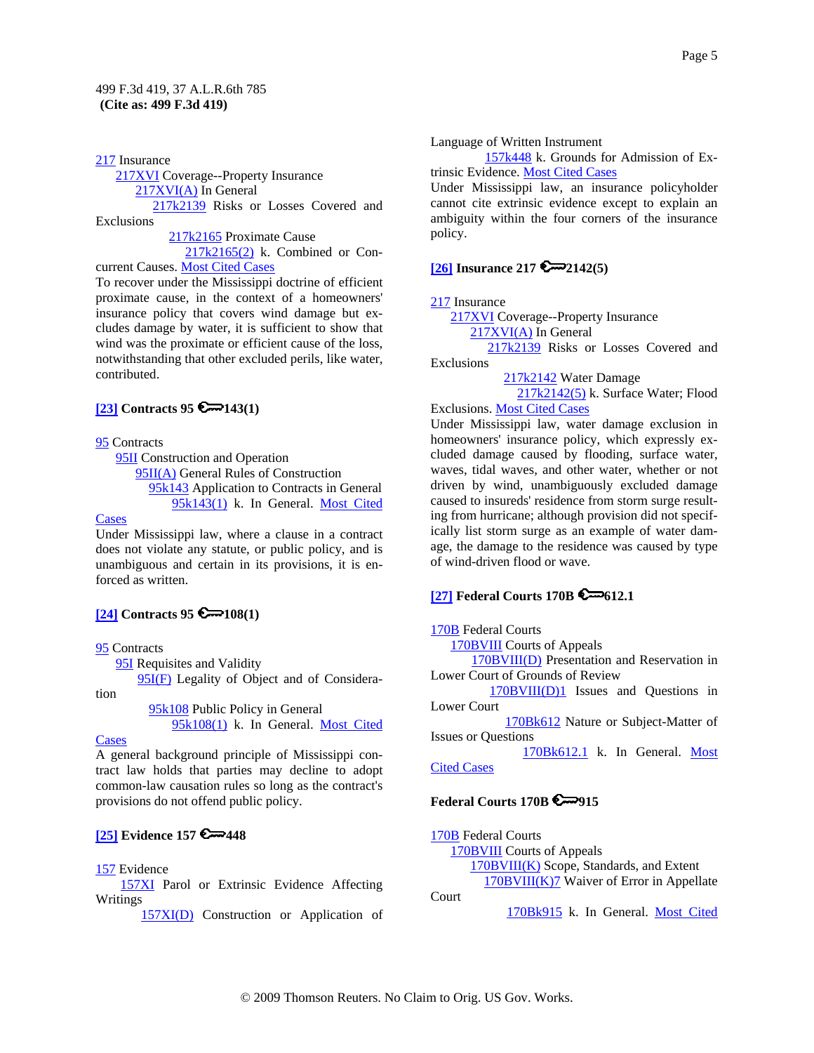217 Insurance
  217XVI Coverage--Property Insurance
    217XVI(A) In General
      217k2139 Risks or Losses Covered and Exclusions
        217k2165 Proximate Cause
          217k2165(2) k. Combined or Concurrent Causes. Most Cited Cases

To recover under the Mississippi doctrine of efficient proximate cause, in the context of a homeowners' insurance policy that covers wind damage but excludes damage by water, it is sufficient to show that wind was the proximate or efficient cause of the loss, notwithstanding that other excluded perils, like water, contributed.

**[23] Contracts 95 143(1)**

95 Contracts
  95II Construction and Operation
    95II(A) General Rules of Construction
      95k143 Application to Contracts in General
        95k143(1) k. In General. Most Cited Cases

Under Mississippi law, where a clause in a contract does not violate any statute, or public policy, and is unambiguous and certain in its provisions, it is enforced as written.

**[24] Contracts 95 108(1)**

95 Contracts
  95I Requisites and Validity
    95I(F) Legality of Object and of Consideration
      95k108 Public Policy in General
        95k108(1) k. In General. Most Cited Cases

A general background principle of Mississippi contract law holds that parties may decline to adopt common-law causation rules so long as the contract's provisions do not offend public policy.

**[25] Evidence 157 448**

157 Evidence
  157XI Parol or Extrinsic Evidence Affecting Writings
    157XI(D) Construction or Application of Language of Written Instrument
      157k448 k. Grounds for Admission of Extrinsic Evidence. Most Cited Cases

Under Mississippi law, an insurance policyholder cannot cite extrinsic evidence except to explain an ambiguity within the four corners of the insurance policy.

**[26] Insurance 217 2142(5)**

217 Insurance
  217XVI Coverage--Property Insurance
    217XVI(A) In General
      217k2139 Risks or Losses Covered and Exclusions
        217k2142 Water Damage
          217k2142(5) k. Surface Water; Flood Exclusions. Most Cited Cases

Under Mississippi law, water damage exclusion in homeowners' insurance policy, which expressly excluded damage caused by flooding, surface water, waves, tidal waves, and other water, whether or not driven by wind, unambiguously excluded damage caused to insureds' residence from storm surge resulting from hurricane; although provision did not specifically list storm surge as an example of water damage, the damage to the residence was caused by type of wind-driven flood or wave.

**[27] Federal Courts 170B 612.1**

170B Federal Courts
  170BVIII Courts of Appeals
    170BVIII(D) Presentation and Reservation in Lower Court of Grounds of Review
      170BVIII(D)1 Issues and Questions in Lower Court
        170Bk612 Nature or Subject-Matter of Issues or Questions
          170Bk612.1 k. In General. Most Cited Cases

**Federal Courts 170B 915**

170B Federal Courts
  170BVIII Courts of Appeals
    170BVIII(K) Scope, Standards, and Extent
      170BVIII(K)7 Waiver of Error in Appellate Court
        170Bk915 k. In General. Most Cited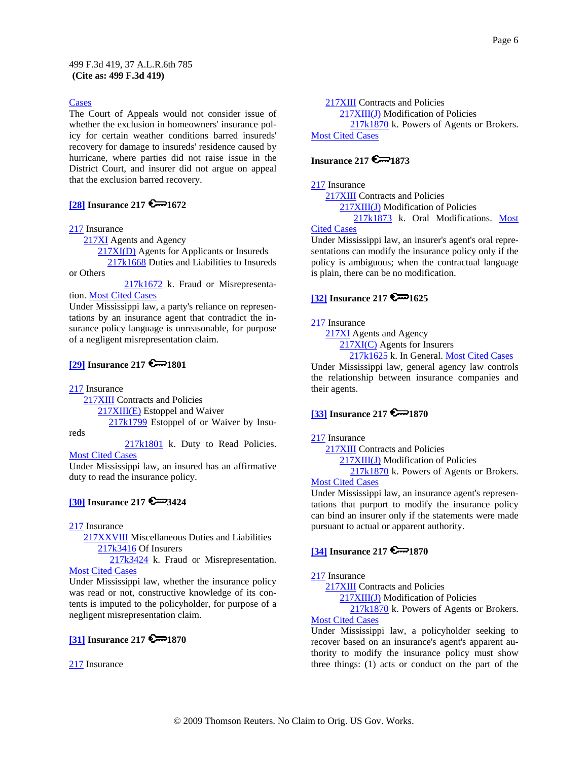Cases

The Court of Appeals would not consider issue of whether the exclusion in homeowners' insurance policy for certain weather conditions barred insureds' recovery for damage to insureds' residence caused by hurricane, where parties did not raise issue in the District Court, and insurer did not argue on appeal that the exclusion barred recovery.

**[28] Insurance 217 ⚷1672**

217 Insurance
  217XI Agents and Agency
    217XI(D) Agents for Applicants or Insureds
      217k1668 Duties and Liabilities to Insureds or Others
        217k1672 k. Fraud or Misrepresentation. Most Cited Cases

Under Mississippi law, a party's reliance on representations by an insurance agent that contradict the insurance policy language is unreasonable, for purpose of a negligent misrepresentation claim.

**[29] Insurance 217 ⚷1801**

217 Insurance
  217XIII Contracts and Policies
    217XIII(E) Estoppel and Waiver
      217k1799 Estoppel of or Waiver by Insureds
        217k1801 k. Duty to Read Policies. Most Cited Cases

Under Mississippi law, an insured has an affirmative duty to read the insurance policy.

**[30] Insurance 217 ⚷3424**

217 Insurance
  217XXVIII Miscellaneous Duties and Liabilities
    217k3416 Of Insurers
      217k3424 k. Fraud or Misrepresentation. Most Cited Cases

Under Mississippi law, whether the insurance policy was read or not, constructive knowledge of its contents is imputed to the policyholder, for purpose of a negligent misrepresentation claim.

**[31] Insurance 217 ⚷1870**

217 Insurance
  217XIII Contracts and Policies
    217XIII(J) Modification of Policies
      217k1870 k. Powers of Agents or Brokers. Most Cited Cases

**Insurance 217 ⚷1873**

217 Insurance
  217XIII Contracts and Policies
    217XIII(J) Modification of Policies
      217k1873 k. Oral Modifications. Most Cited Cases

Under Mississippi law, an insurer's agent's oral representations can modify the insurance policy only if the policy is ambiguous; when the contractual language is plain, there can be no modification.

**[32] Insurance 217 ⚷1625**

217 Insurance
  217XI Agents and Agency
    217XI(C) Agents for Insurers
      217k1625 k. In General. Most Cited Cases

Under Mississippi law, general agency law controls the relationship between insurance companies and their agents.

**[33] Insurance 217 ⚷1870**

217 Insurance
  217XIII Contracts and Policies
    217XIII(J) Modification of Policies
      217k1870 k. Powers of Agents or Brokers. Most Cited Cases

Under Mississippi law, an insurance agent's representations that purport to modify the insurance policy can bind an insurer only if the statements were made pursuant to actual or apparent authority.

**[34] Insurance 217 ⚷1870**

217 Insurance
  217XIII Contracts and Policies
    217XIII(J) Modification of Policies
      217k1870 k. Powers of Agents or Brokers. Most Cited Cases

Under Mississippi law, a policyholder seeking to recover based on an insurance's agent's apparent authority to modify the insurance policy must show three things: (1) acts or conduct on the part of the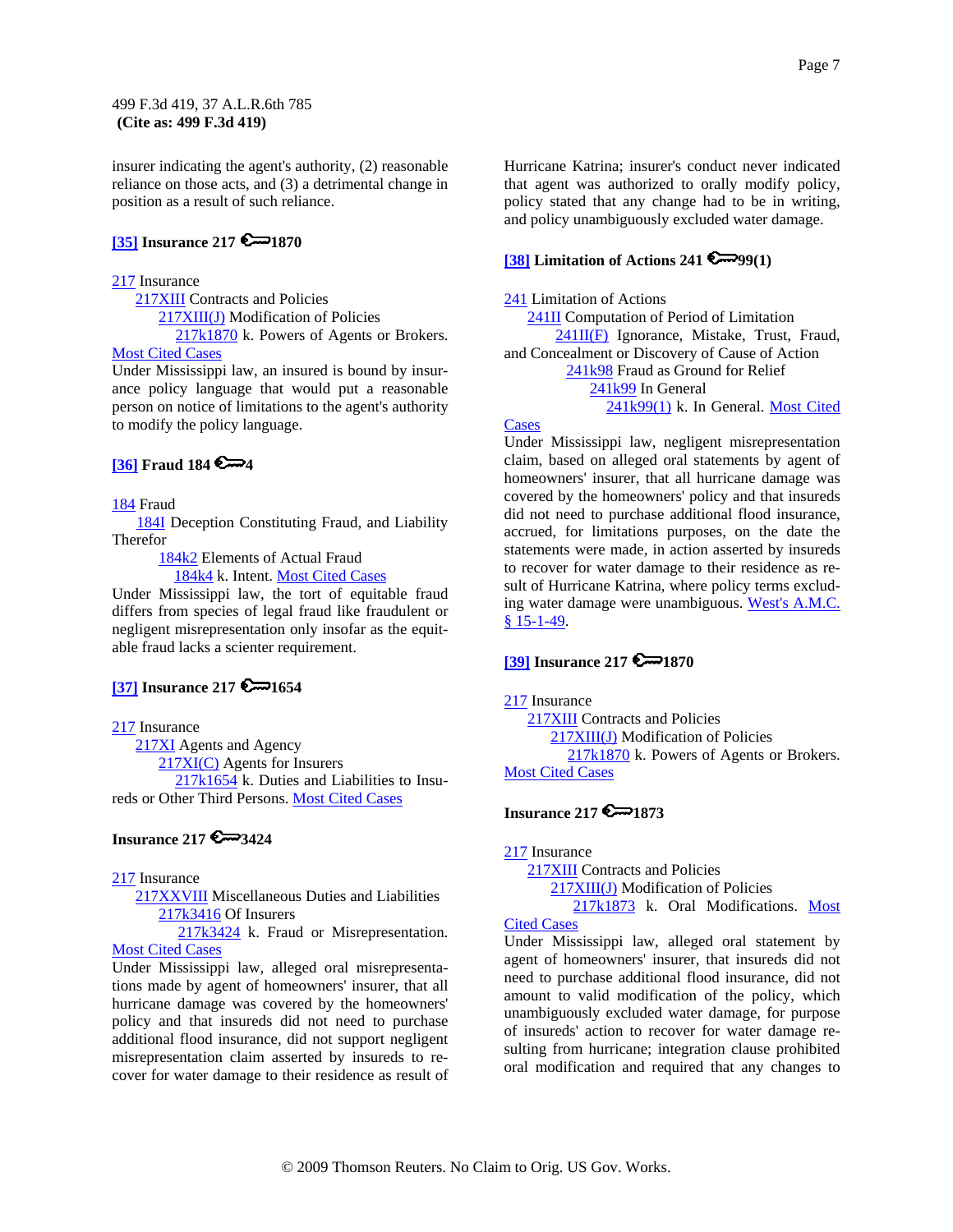insurer indicating the agent's authority, (2) reasonable reliance on those acts, and (3) a detrimental change in position as a result of such reliance.

**[35] Insurance 217 ⚿1870**

217 Insurance
  217XIII Contracts and Policies
    217XIII(J) Modification of Policies
      217k1870 k. Powers of Agents or Brokers. Most Cited Cases

Under Mississippi law, an insured is bound by insurance policy language that would put a reasonable person on notice of limitations to the agent's authority to modify the policy language.

**[36] Fraud 184 ⚿4**

184 Fraud
  184I Deception Constituting Fraud, and Liability Therefor
    184k2 Elements of Actual Fraud
      184k4 k. Intent. Most Cited Cases

Under Mississippi law, the tort of equitable fraud differs from species of legal fraud like fraudulent or negligent misrepresentation only insofar as the equitable fraud lacks a scienter requirement.

**[37] Insurance 217 ⚿1654**

217 Insurance
  217XI Agents and Agency
    217XI(C) Agents for Insurers
      217k1654 k. Duties and Liabilities to Insureds or Other Third Persons. Most Cited Cases

**Insurance 217 ⚿3424**

217 Insurance
  217XXVIII Miscellaneous Duties and Liabilities
    217k3416 Of Insurers
      217k3424 k. Fraud or Misrepresentation. Most Cited Cases

Under Mississippi law, alleged oral misrepresentations made by agent of homeowners' insurer, that all hurricane damage was covered by the homeowners' policy and that insureds did not need to purchase additional flood insurance, did not support negligent misrepresentation claim asserted by insureds to recover for water damage to their residence as result of Hurricane Katrina; insurer's conduct never indicated that agent was authorized to orally modify policy, policy stated that any change had to be in writing, and policy unambiguously excluded water damage.

**[38] Limitation of Actions 241 ⚿99(1)**

241 Limitation of Actions
  241II Computation of Period of Limitation
    241II(F) Ignorance, Mistake, Trust, Fraud, and Concealment or Discovery of Cause of Action
      241k98 Fraud as Ground for Relief
        241k99 In General
          241k99(1) k. In General. Most Cited Cases

Under Mississippi law, negligent misrepresentation claim, based on alleged oral statements by agent of homeowners' insurer, that all hurricane damage was covered by the homeowners' policy and that insureds did not need to purchase additional flood insurance, accrued, for limitations purposes, on the date the statements were made, in action asserted by insureds to recover for water damage to their residence as result of Hurricane Katrina, where policy terms excluding water damage were unambiguous. West's A.M.C. § 15-1-49.

**[39] Insurance 217 ⚿1870**

217 Insurance
  217XIII Contracts and Policies
    217XIII(J) Modification of Policies
      217k1870 k. Powers of Agents or Brokers. Most Cited Cases

**Insurance 217 ⚿1873**

217 Insurance
  217XIII Contracts and Policies
    217XIII(J) Modification of Policies
      217k1873 k. Oral Modifications. Most Cited Cases

Under Mississippi law, alleged oral statement by agent of homeowners' insurer, that insureds did not need to purchase additional flood insurance, did not amount to valid modification of the policy, which unambiguously excluded water damage, for purpose of insureds' action to recover for water damage resulting from hurricane; integration clause prohibited oral modification and required that any changes to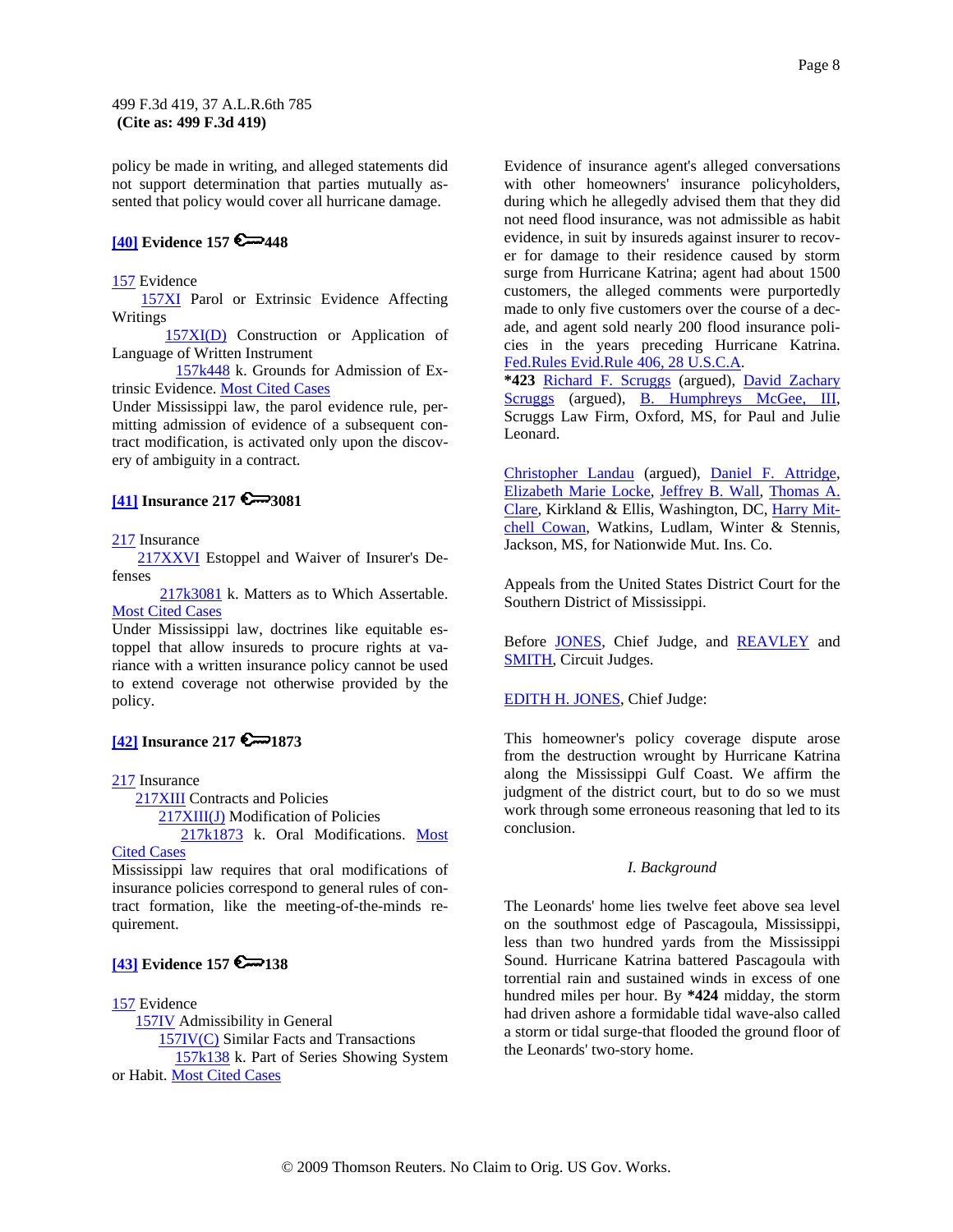policy be made in writing, and alleged statements did not support determination that parties mutually assented that policy would cover all hurricane damage.

**[40] Evidence 157 448**

157 Evidence
157XI Parol or Extrinsic Evidence Affecting Writings
157XI(D) Construction or Application of Language of Written Instrument
157k448 k. Grounds for Admission of Extrinsic Evidence. Most Cited Cases

Under Mississippi law, the parol evidence rule, permitting admission of evidence of a subsequent contract modification, is activated only upon the discovery of ambiguity in a contract.

**[41] Insurance 217 3081**

217 Insurance
217XXVI Estoppel and Waiver of Insurer's Defenses
217k3081 k. Matters as to Which Assertable. Most Cited Cases

Under Mississippi law, doctrines like equitable estoppel that allow insureds to procure rights at variance with a written insurance policy cannot be used to extend coverage not otherwise provided by the policy.

**[42] Insurance 217 1873**

217 Insurance
217XIII Contracts and Policies
217XIII(J) Modification of Policies
217k1873 k. Oral Modifications. Most Cited Cases

Mississippi law requires that oral modifications of insurance policies correspond to general rules of contract formation, like the meeting-of-the-minds requirement.

**[43] Evidence 157 138**

157 Evidence
157IV Admissibility in General
157IV(C) Similar Facts and Transactions
157k138 k. Part of Series Showing System or Habit. Most Cited Cases

Evidence of insurance agent's alleged conversations with other homeowners' insurance policyholders, during which he allegedly advised them that they did not need flood insurance, was not admissible as habit evidence, in suit by insureds against insurer to recover for damage to their residence caused by storm surge from Hurricane Katrina; agent had about 1500 customers, the alleged comments were purportedly made to only five customers over the course of a decade, and agent sold nearly 200 flood insurance policies in the years preceding Hurricane Katrina. Fed.Rules Evid.Rule 406, 28 U.S.C.A.

**\*423** Richard F. Scruggs (argued), David Zachary Scruggs (argued), B. Humphreys McGee, III, Scruggs Law Firm, Oxford, MS, for Paul and Julie Leonard.

Christopher Landau (argued), Daniel F. Attridge, Elizabeth Marie Locke, Jeffrey B. Wall, Thomas A. Clare, Kirkland & Ellis, Washington, DC, Harry Mitchell Cowan, Watkins, Ludlam, Winter & Stennis, Jackson, MS, for Nationwide Mut. Ins. Co.

Appeals from the United States District Court for the Southern District of Mississippi.

Before JONES, Chief Judge, and REAVLEY and SMITH, Circuit Judges.

EDITH H. JONES, Chief Judge:

This homeowner's policy coverage dispute arose from the destruction wrought by Hurricane Katrina along the Mississippi Gulf Coast. We affirm the judgment of the district court, but to do so we must work through some erroneous reasoning that led to its conclusion.

*I. Background*

The Leonards' home lies twelve feet above sea level on the southmost edge of Pascagoula, Mississippi, less than two hundred yards from the Mississippi Sound. Hurricane Katrina battered Pascagoula with torrential rain and sustained winds in excess of one hundred miles per hour. By **\*424** midday, the storm had driven ashore a formidable tidal wave-also called a storm or tidal surge-that flooded the ground floor of the Leonards' two-story home.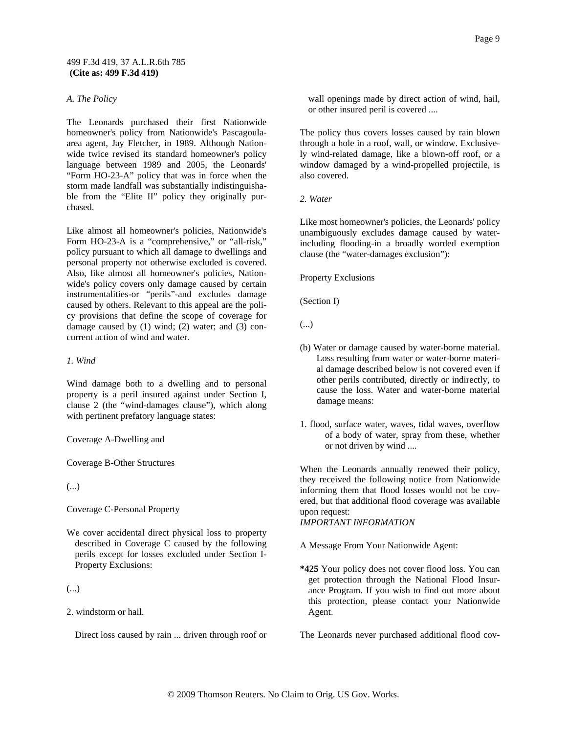*A. The Policy*

The Leonards purchased their first Nationwide homeowner's policy from Nationwide's Pascagoula-area agent, Jay Fletcher, in 1989. Although Nationwide twice revised its standard homeowner's policy language between 1989 and 2005, the Leonards' "Form HO-23-A" policy that was in force when the storm made landfall was substantially indistinguishable from the "Elite II" policy they originally purchased.

Like almost all homeowner's policies, Nationwide's Form HO-23-A is a "comprehensive," or "all-risk," policy pursuant to which all damage to dwellings and personal property not otherwise excluded is covered. Also, like almost all homeowner's policies, Nationwide's policy covers only damage caused by certain instrumentalities-or "perils"-and excludes damage caused by others. Relevant to this appeal are the policy provisions that define the scope of coverage for damage caused by (1) wind; (2) water; and (3) concurrent action of wind and water.

*1. Wind*

Wind damage both to a dwelling and to personal property is a peril insured against under Section I, clause 2 (the "wind-damages clause"), which along with pertinent prefatory language states:

Coverage A-Dwelling and

Coverage B-Other Structures

(...)

Coverage C-Personal Property

We cover accidental direct physical loss to property described in Coverage C caused by the following perils except for losses excluded under Section I-Property Exclusions:

(...)

2. windstorm or hail.

Direct loss caused by rain ... driven through roof or wall openings made by direct action of wind, hail, or other insured peril is covered ....

The policy thus covers losses caused by rain blown through a hole in a roof, wall, or window. Exclusively wind-related damage, like a blown-off roof, or a window damaged by a wind-propelled projectile, is also covered.

*2. Water*

Like most homeowner's policies, the Leonards' policy unambiguously excludes damage caused by water-including flooding-in a broadly worded exemption clause (the "water-damages exclusion"):

Property Exclusions

(Section I)

(...)

(b) Water or damage caused by water-borne material. Loss resulting from water or water-borne material damage described below is not covered even if other perils contributed, directly or indirectly, to cause the loss. Water and water-borne material damage means:

1. flood, surface water, waves, tidal waves, overflow of a body of water, spray from these, whether or not driven by wind ....

When the Leonards annually renewed their policy, they received the following notice from Nationwide informing them that flood losses would not be covered, but that additional flood coverage was available upon request:

*IMPORTANT INFORMATION*

A Message From Your Nationwide Agent:

**\*425** Your policy does not cover flood loss. You can get protection through the National Flood Insurance Program. If you wish to find out more about this protection, please contact your Nationwide Agent.

The Leonards never purchased additional flood cov-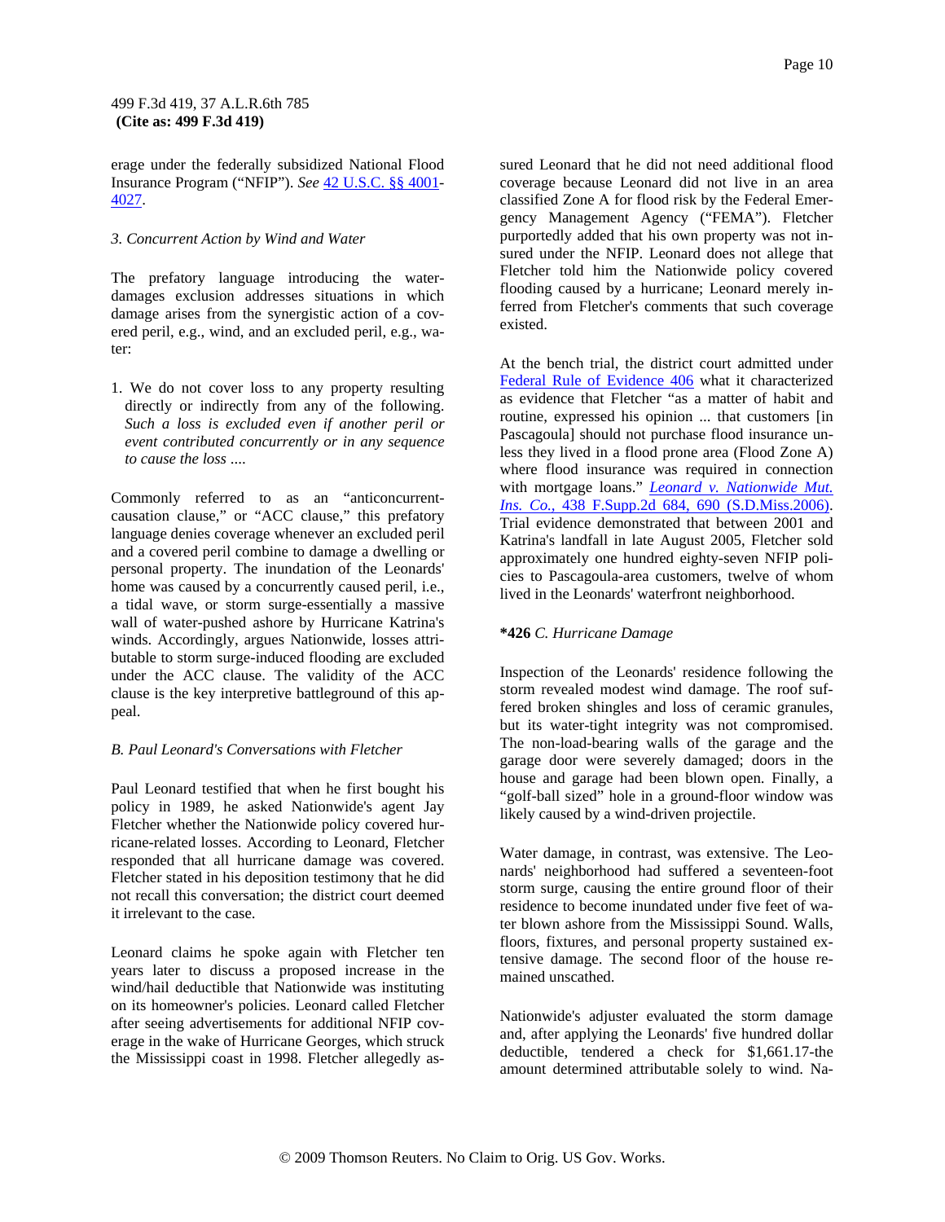erage under the federally subsidized National Flood Insurance Program ("NFIP"). *See* 42 U.S.C. §§ 4001-4027.

*3. Concurrent Action by Wind and Water*

The prefatory language introducing the water-damages exclusion addresses situations in which damage arises from the synergistic action of a covered peril, e.g., wind, and an excluded peril, e.g., water:

1. We do not cover loss to any property resulting directly or indirectly from any of the following. *Such a loss is excluded even if another peril or event contributed concurrently or in any sequence to cause the loss ....*

Commonly referred to as an "anticoncurrent-causation clause," or "ACC clause," this prefatory language denies coverage whenever an excluded peril and a covered peril combine to damage a dwelling or personal property. The inundation of the Leonards' home was caused by a concurrently caused peril, i.e., a tidal wave, or storm surge-essentially a massive wall of water-pushed ashore by Hurricane Katrina's winds. Accordingly, argues Nationwide, losses attributable to storm surge-induced flooding are excluded under the ACC clause. The validity of the ACC clause is the key interpretive battleground of this appeal.

*B. Paul Leonard's Conversations with Fletcher*

Paul Leonard testified that when he first bought his policy in 1989, he asked Nationwide's agent Jay Fletcher whether the Nationwide policy covered hurricane-related losses. According to Leonard, Fletcher responded that all hurricane damage was covered. Fletcher stated in his deposition testimony that he did not recall this conversation; the district court deemed it irrelevant to the case.

Leonard claims he spoke again with Fletcher ten years later to discuss a proposed increase in the wind/hail deductible that Nationwide was instituting on its homeowner's policies. Leonard called Fletcher after seeing advertisements for additional NFIP coverage in the wake of Hurricane Georges, which struck the Mississippi coast in 1998. Fletcher allegedly assured Leonard that he did not need additional flood coverage because Leonard did not live in an area classified Zone A for flood risk by the Federal Emergency Management Agency ("FEMA"). Fletcher purportedly added that his own property was not insured under the NFIP. Leonard does not allege that Fletcher told him the Nationwide policy covered flooding caused by a hurricane; Leonard merely inferred from Fletcher's comments that such coverage existed.

At the bench trial, the district court admitted under Federal Rule of Evidence 406 what it characterized as evidence that Fletcher "as a matter of habit and routine, expressed his opinion ... that customers [in Pascagoula] should not purchase flood insurance unless they lived in a flood prone area (Flood Zone A) where flood insurance was required in connection with mortgage loans." *Leonard v. Nationwide Mut. Ins. Co.,* 438 F.Supp.2d 684, 690 (S.D.Miss.2006). Trial evidence demonstrated that between 2001 and Katrina's landfall in late August 2005, Fletcher sold approximately one hundred eighty-seven NFIP policies to Pascagoula-area customers, twelve of whom lived in the Leonards' waterfront neighborhood.

**\*426** *C. Hurricane Damage*

Inspection of the Leonards' residence following the storm revealed modest wind damage. The roof suffered broken shingles and loss of ceramic granules, but its water-tight integrity was not compromised. The non-load-bearing walls of the garage and the garage door were severely damaged; doors in the house and garage had been blown open. Finally, a "golf-ball sized" hole in a ground-floor window was likely caused by a wind-driven projectile.

Water damage, in contrast, was extensive. The Leonards' neighborhood had suffered a seventeen-foot storm surge, causing the entire ground floor of their residence to become inundated under five feet of water blown ashore from the Mississippi Sound. Walls, floors, fixtures, and personal property sustained extensive damage. The second floor of the house remained unscathed.

Nationwide's adjuster evaluated the storm damage and, after applying the Leonards' five hundred dollar deductible, tendered a check for $1,661.17-the amount determined attributable solely to wind. Na-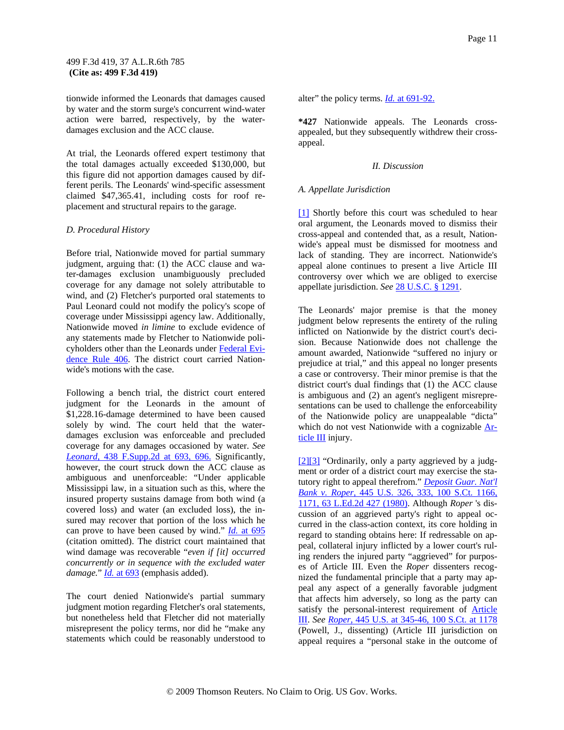tionwide informed the Leonards that damages caused by water and the storm surge's concurrent wind-water action were barred, respectively, by the water-damages exclusion and the ACC clause.

At trial, the Leonards offered expert testimony that the total damages actually exceeded $130,000, but this figure did not apportion damages caused by different perils. The Leonards' wind-specific assessment claimed $47,365.41, including costs for roof replacement and structural repairs to the garage.

### *D. Procedural History*

Before trial, Nationwide moved for partial summary judgment, arguing that: (1) the ACC clause and water-damages exclusion unambiguously precluded coverage for any damage not solely attributable to wind, and (2) Fletcher's purported oral statements to Paul Leonard could not modify the policy's scope of coverage under Mississippi agency law. Additionally, Nationwide moved *in limine* to exclude evidence of any statements made by Fletcher to Nationwide policyholders other than the Leonards under Federal Evidence Rule 406. The district court carried Nationwide's motions with the case.

Following a bench trial, the district court entered judgment for the Leonards in the amount of $1,228.16-damage determined to have been caused solely by wind. The court held that the water-damages exclusion was enforceable and precluded coverage for any damages occasioned by water. *See Leonard,* 438 F.Supp.2d at 693, 696. Significantly, however, the court struck down the ACC clause as ambiguous and unenforceable: "Under applicable Mississippi law, in a situation such as this, where the insured property sustains damage from both wind (a covered loss) and water (an excluded loss), the insured may recover that portion of the loss which he can prove to have been caused by wind." *Id.* at 695 (citation omitted). The district court maintained that wind damage was recoverable "*even if [it] occurred concurrently or in sequence with the excluded water damage.*" *Id.* at 693 (emphasis added).

The court denied Nationwide's partial summary judgment motion regarding Fletcher's oral statements, but nonetheless held that Fletcher did not materially misrepresent the policy terms, nor did he "make any statements which could be reasonably understood to alter" the policy terms. *Id.* at 691-92.

**\*427** Nationwide appeals. The Leonards cross-appealed, but they subsequently withdrew their cross-appeal.

## *II. Discussion*

### *A. Appellate Jurisdiction*

[1] Shortly before this court was scheduled to hear oral argument, the Leonards moved to dismiss their cross-appeal and contended that, as a result, Nationwide's appeal must be dismissed for mootness and lack of standing. They are incorrect. Nationwide's appeal alone continues to present a live Article III controversy over which we are obliged to exercise appellate jurisdiction. *See* 28 U.S.C. § 1291.

The Leonards' major premise is that the money judgment below represents the entirety of the ruling inflicted on Nationwide by the district court's decision. Because Nationwide does not challenge the amount awarded, Nationwide "suffered no injury or prejudice at trial," and this appeal no longer presents a case or controversy. Their minor premise is that the district court's dual findings that (1) the ACC clause is ambiguous and (2) an agent's negligent misrepresentations can be used to challenge the enforceability of the Nationwide policy are unappealable "dicta" which do not vest Nationwide with a cognizable Article III injury.

[2][3] "Ordinarily, only a party aggrieved by a judgment or order of a district court may exercise the statutory right to appeal therefrom." *Deposit Guar. Nat'l Bank v. Roper,* 445 U.S. 326, 333, 100 S.Ct. 1166, 1171, 63 L.Ed.2d 427 (1980). Although *Roper* 's discussion of an aggrieved party's right to appeal occurred in the class-action context, its core holding in regard to standing obtains here: If redressable on appeal, collateral injury inflicted by a lower court's ruling renders the injured party "aggrieved" for purposes of Article III. Even the *Roper* dissenters recognized the fundamental principle that a party may appeal any aspect of a generally favorable judgment that affects him adversely, so long as the party can satisfy the personal-interest requirement of Article III. *See Roper,* 445 U.S. at 345-46, 100 S.Ct. at 1178 (Powell, J., dissenting) (Article III jurisdiction on appeal requires a "personal stake in the outcome of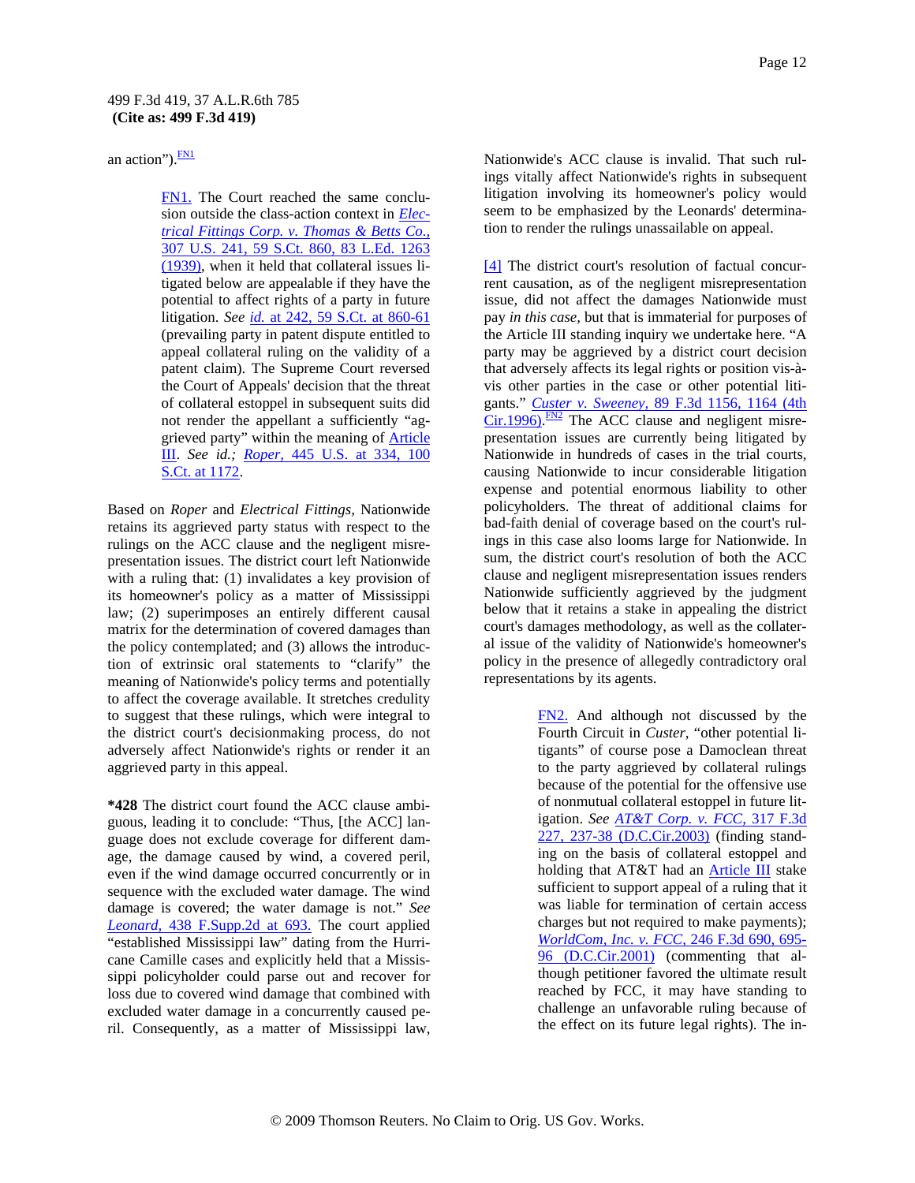an action").[FN1]

> FN1. The Court reached the same conclusion outside the class-action context in *Electrical Fittings Corp. v. Thomas & Betts Co.,* 307 U.S. 241, 59 S.Ct. 860, 83 L.Ed. 1263 (1939), when it held that collateral issues litigated below are appealable if they have the potential to affect rights of a party in future litigation. *See id.* at 242, 59 S.Ct. at 860-61 (prevailing party in patent dispute entitled to appeal collateral ruling on the validity of a patent claim). The Supreme Court reversed the Court of Appeals' decision that the threat of collateral estoppel in subsequent suits did not render the appellant a sufficiently "aggrieved party" within the meaning of Article III. *See id.; Roper,* 445 U.S. at 334, 100 S.Ct. at 1172.

Based on *Roper* and *Electrical Fittings,* Nationwide retains its aggrieved party status with respect to the rulings on the ACC clause and the negligent misrepresentation issues. The district court left Nationwide with a ruling that: (1) invalidates a key provision of its homeowner's policy as a matter of Mississippi law; (2) superimposes an entirely different causal matrix for the determination of covered damages than the policy contemplated; and (3) allows the introduction of extrinsic oral statements to "clarify" the meaning of Nationwide's policy terms and potentially to affect the coverage available. It stretches credulity to suggest that these rulings, which were integral to the district court's decisionmaking process, do not adversely affect Nationwide's rights or render it an aggrieved party in this appeal.

**\*428** The district court found the ACC clause ambiguous, leading it to conclude: "Thus, [the ACC] language does not exclude coverage for different damage, the damage caused by wind, a covered peril, even if the wind damage occurred concurrently or in sequence with the excluded water damage. The wind damage is covered; the water damage is not." *See Leonard,* 438 F.Supp.2d at 693. The court applied "established Mississippi law" dating from the Hurricane Camille cases and explicitly held that a Mississippi policyholder could parse out and recover for loss due to covered wind damage that combined with excluded water damage in a concurrently caused peril. Consequently, as a matter of Mississippi law, Nationwide's ACC clause is invalid. That such rulings vitally affect Nationwide's rights in subsequent litigation involving its homeowner's policy would seem to be emphasized by the Leonards' determination to render the rulings unassailable on appeal.

[4] The district court's resolution of factual concurrent causation, as of the negligent misrepresentation issue, did not affect the damages Nationwide must pay *in this case,* but that is immaterial for purposes of the Article III standing inquiry we undertake here. "A party may be aggrieved by a district court decision that adversely affects its legal rights or position vis-à-vis other parties in the case or other potential litigants." *Custer v. Sweeney,* 89 F.3d 1156, 1164 (4th Cir.1996).[FN2] The ACC clause and negligent misrepresentation issues are currently being litigated by Nationwide in hundreds of cases in the trial courts, causing Nationwide to incur considerable litigation expense and potential enormous liability to other policyholders. The threat of additional claims for bad-faith denial of coverage based on the court's rulings in this case also looms large for Nationwide. In sum, the district court's resolution of both the ACC clause and negligent misrepresentation issues renders Nationwide sufficiently aggrieved by the judgment below that it retains a stake in appealing the district court's damages methodology, as well as the collateral issue of the validity of Nationwide's homeowner's policy in the presence of allegedly contradictory oral representations by its agents.

> FN2. And although not discussed by the Fourth Circuit in *Custer,* "other potential litigants" of course pose a Damoclean threat to the party aggrieved by collateral rulings because of the potential for the offensive use of nonmutual collateral estoppel in future litigation. *See AT&T Corp. v. FCC,* 317 F.3d 227, 237-38 (D.C.Cir.2003) (finding standing on the basis of collateral estoppel and holding that AT&T had an Article III stake sufficient to support appeal of a ruling that it was liable for termination of certain access charges but not required to make payments); *WorldCom, Inc. v. FCC,* 246 F.3d 690, 695-96 (D.C.Cir.2001) (commenting that although petitioner favored the ultimate result reached by FCC, it may have standing to challenge an unfavorable ruling because of the effect on its future legal rights). The in-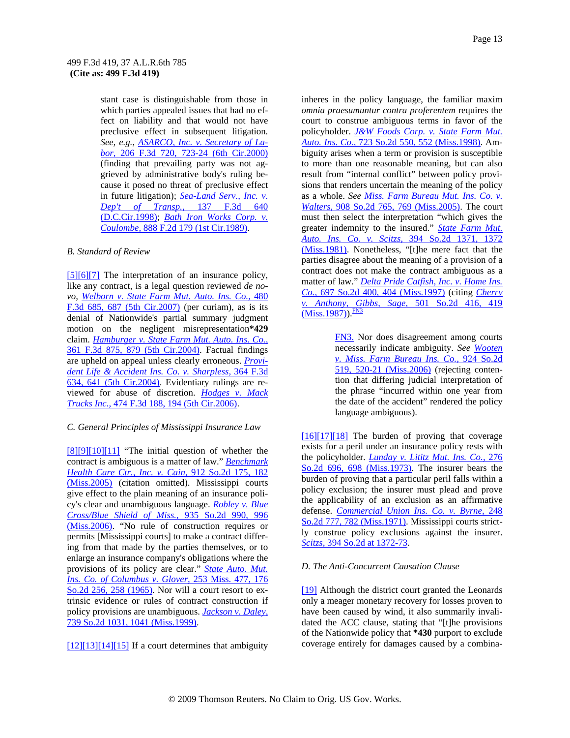stant case is distinguishable from those in which parties appealed issues that had no effect on liability and that would not have preclusive effect in subsequent litigation. *See, e.g.,* ASARCO, Inc. v. Secretary of Labor, 206 F.3d 720, 723-24 (6th Cir.2000) (finding that prevailing party was not aggrieved by administrative body's ruling because it posed no threat of preclusive effect in future litigation); *Sea-Land Serv., Inc. v. Dep't of Transp.,* 137 F.3d 640 (D.C.Cir.1998); *Bath Iron Works Corp. v. Coulombe,* 888 F.2d 179 (1st Cir.1989).

*B. Standard of Review*

[5][6][7] The interpretation of an insurance policy, like any contract, is a legal question reviewed *de novo, Welborn v. State Farm Mut. Auto. Ins. Co.,* 480 F.3d 685, 687 (5th Cir.2007) (per curiam), as is its denial of Nationwide's partial summary judgment motion on the negligent misrepresentation**\*429** claim. *Hamburger v. State Farm Mut. Auto. Ins. Co.,* 361 F.3d 875, 879 (5th Cir.2004). Factual findings are upheld on appeal unless clearly erroneous. *Provident Life & Accident Ins. Co. v. Sharpless,* 364 F.3d 634, 641 (5th Cir.2004). Evidentiary rulings are reviewed for abuse of discretion. *Hodges v. Mack Trucks Inc.,* 474 F.3d 188, 194 (5th Cir.2006).

*C. General Principles of Mississippi Insurance Law*

[8][9][10][11] "The initial question of whether the contract is ambiguous is a matter of law." *Benchmark Health Care Ctr., Inc. v. Cain,* 912 So.2d 175, 182 (Miss.2005) (citation omitted). Mississippi courts give effect to the plain meaning of an insurance policy's clear and unambiguous language. *Robley v. Blue Cross/Blue Shield of Miss.,* 935 So.2d 990, 996 (Miss.2006). "No rule of construction requires or permits [Mississippi courts] to make a contract differing from that made by the parties themselves, or to enlarge an insurance company's obligations where the provisions of its policy are clear." *State Auto. Mut. Ins. Co. of Columbus v. Glover,* 253 Miss. 477, 176 So.2d 256, 258 (1965). Nor will a court resort to extrinsic evidence or rules of contract construction if policy provisions are unambiguous. *Jackson v. Daley,* 739 So.2d 1031, 1041 (Miss.1999).

[12][13][14][15] If a court determines that ambiguity inheres in the policy language, the familiar maxim *omnia praesumuntur contra proferentem* requires the court to construe ambiguous terms in favor of the policyholder. *J&W Foods Corp. v. State Farm Mut. Auto. Ins. Co.,* 723 So.2d 550, 552 (Miss.1998). Ambiguity arises when a term or provision is susceptible to more than one reasonable meaning, but can also result from "internal conflict" between policy provisions that renders uncertain the meaning of the policy as a whole. *See Miss. Farm Bureau Mut. Ins. Co. v. Walters,* 908 So.2d 765, 769 (Miss.2005). The court must then select the interpretation "which gives the greater indemnity to the insured." *State Farm Mut. Auto. Ins. Co. v. Scitzs,* 394 So.2d 1371, 1372 (Miss.1981). Nonetheless, "[t]he mere fact that the parties disagree about the meaning of a provision of a contract does not make the contract ambiguous as a matter of law." *Delta Pride Catfish, Inc. v. Home Ins. Co.,* 697 So.2d 400, 404 (Miss.1997) (citing *Cherry v. Anthony, Gibbs, Sage,* 501 So.2d 416, 419 (Miss.1987)).[FN3]

> FN3. Nor does disagreement among courts necessarily indicate ambiguity. *See Wooten v. Miss. Farm Bureau Ins. Co.,* 924 So.2d 519, 520-21 (Miss.2006) (rejecting contention that differing judicial interpretation of the phrase "incurred within one year from the date of the accident" rendered the policy language ambiguous).

[16][17][18] The burden of proving that coverage exists for a peril under an insurance policy rests with the policyholder. *Lunday v. Lititz Mut. Ins. Co.,* 276 So.2d 696, 698 (Miss.1973). The insurer bears the burden of proving that a particular peril falls within a policy exclusion; the insurer must plead and prove the applicability of an exclusion as an affirmative defense. *Commercial Union Ins. Co. v. Byrne,* 248 So.2d 777, 782 (Miss.1971). Mississippi courts strictly construe policy exclusions against the insurer. *Scitzs,* 394 So.2d at 1372-73.

*D. The Anti-Concurrent Causation Clause*

[19] Although the district court granted the Leonards only a meager monetary recovery for losses proven to have been caused by wind, it also summarily invalidated the ACC clause, stating that "[t]he provisions of the Nationwide policy that **\*430** purport to exclude coverage entirely for damages caused by a combina-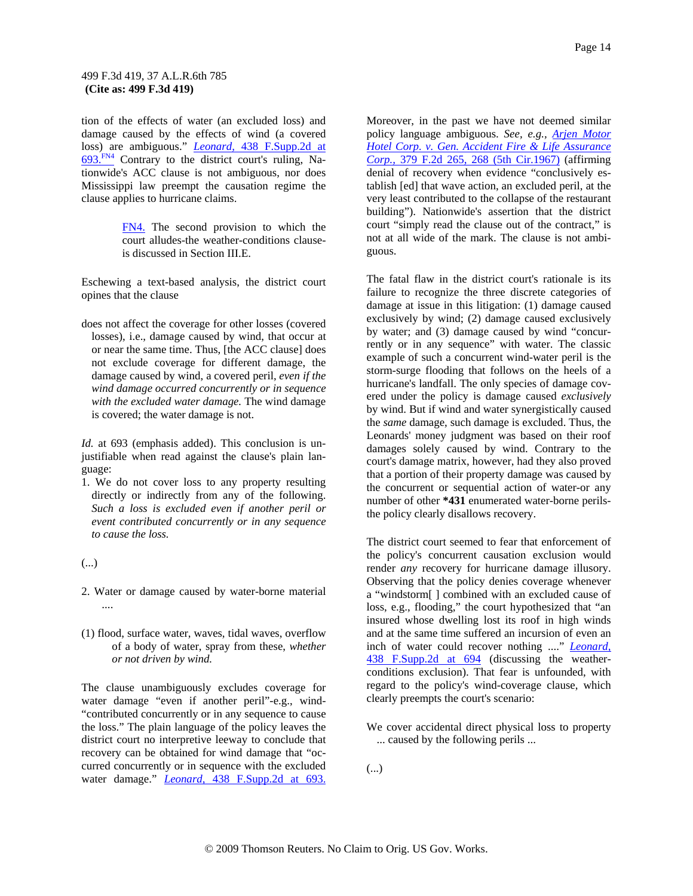tion of the effects of water (an excluded loss) and damage caused by the effects of wind (a covered loss) are ambiguous." *Leonard,* 438 F.Supp.2d at 693.[FN4] Contrary to the district court's ruling, Nationwide's ACC clause is not ambiguous, nor does Mississippi law preempt the causation regime the clause applies to hurricane claims.

> FN4. The second provision to which the court alludes-the weather-conditions clause-is discussed in Section III.E.

Eschewing a text-based analysis, the district court opines that the clause

> does not affect the coverage for other losses (covered losses), i.e., damage caused by wind, that occur at or near the same time. Thus, [the ACC clause] does not exclude coverage for different damage, the damage caused by wind, a covered peril, *even if the wind damage occurred concurrently or in sequence with the excluded water damage.* The wind damage is covered; the water damage is not.

*Id.* at 693 (emphasis added). This conclusion is unjustifiable when read against the clause's plain language:

> 1. We do not cover loss to any property resulting directly or indirectly from any of the following. *Such a loss is excluded even if another peril or event contributed concurrently or in any sequence to cause the loss.*
>
> (...)
>
> 2. Water or damage caused by water-borne material ....
>
> (1) flood, surface water, waves, tidal waves, overflow of a body of water, spray from these, *whether or not driven by wind.*

The clause unambiguously excludes coverage for water damage "even if another peril"-e.g., wind-"contributed concurrently or in any sequence to cause the loss." The plain language of the policy leaves the district court no interpretive leeway to conclude that recovery can be obtained for wind damage that "occurred concurrently or in sequence with the excluded water damage." *Leonard,* 438 F.Supp.2d at 693. Moreover, in the past we have not deemed similar policy language ambiguous. *See, e.g., Arjen Motor Hotel Corp. v. Gen. Accident Fire & Life Assurance Corp.,* 379 F.2d 265, 268 (5th Cir.1967) (affirming denial of recovery when evidence "conclusively establish [ed] that wave action, an excluded peril, at the very least contributed to the collapse of the restaurant building"). Nationwide's assertion that the district court "simply read the clause out of the contract," is not at all wide of the mark. The clause is not ambiguous.

The fatal flaw in the district court's rationale is its failure to recognize the three discrete categories of damage at issue in this litigation: (1) damage caused exclusively by wind; (2) damage caused exclusively by water; and (3) damage caused by wind "concurrently or in any sequence" with water. The classic example of such a concurrent wind-water peril is the storm-surge flooding that follows on the heels of a hurricane's landfall. The only species of damage covered under the policy is damage caused *exclusively* by wind. But if wind and water synergistically caused the *same* damage, such damage is excluded. Thus, the Leonards' money judgment was based on their roof damages solely caused by wind. Contrary to the court's damage matrix, however, had they also proved that a portion of their property damage was caused by the concurrent or sequential action of water-or any number of other **\*431** enumerated water-borne perils-the policy clearly disallows recovery.

The district court seemed to fear that enforcement of the policy's concurrent causation exclusion would render *any* recovery for hurricane damage illusory. Observing that the policy denies coverage whenever a "windstorm[ ] combined with an excluded cause of loss, e.g., flooding," the court hypothesized that "an insured whose dwelling lost its roof in high winds and at the same time suffered an incursion of even an inch of water could recover nothing ...." *Leonard,* 438 F.Supp.2d at 694 (discussing the weather-conditions exclusion). That fear is unfounded, with regard to the policy's wind-coverage clause, which clearly preempts the court's scenario:

> We cover accidental direct physical loss to property ... caused by the following perils ...
>
> (...)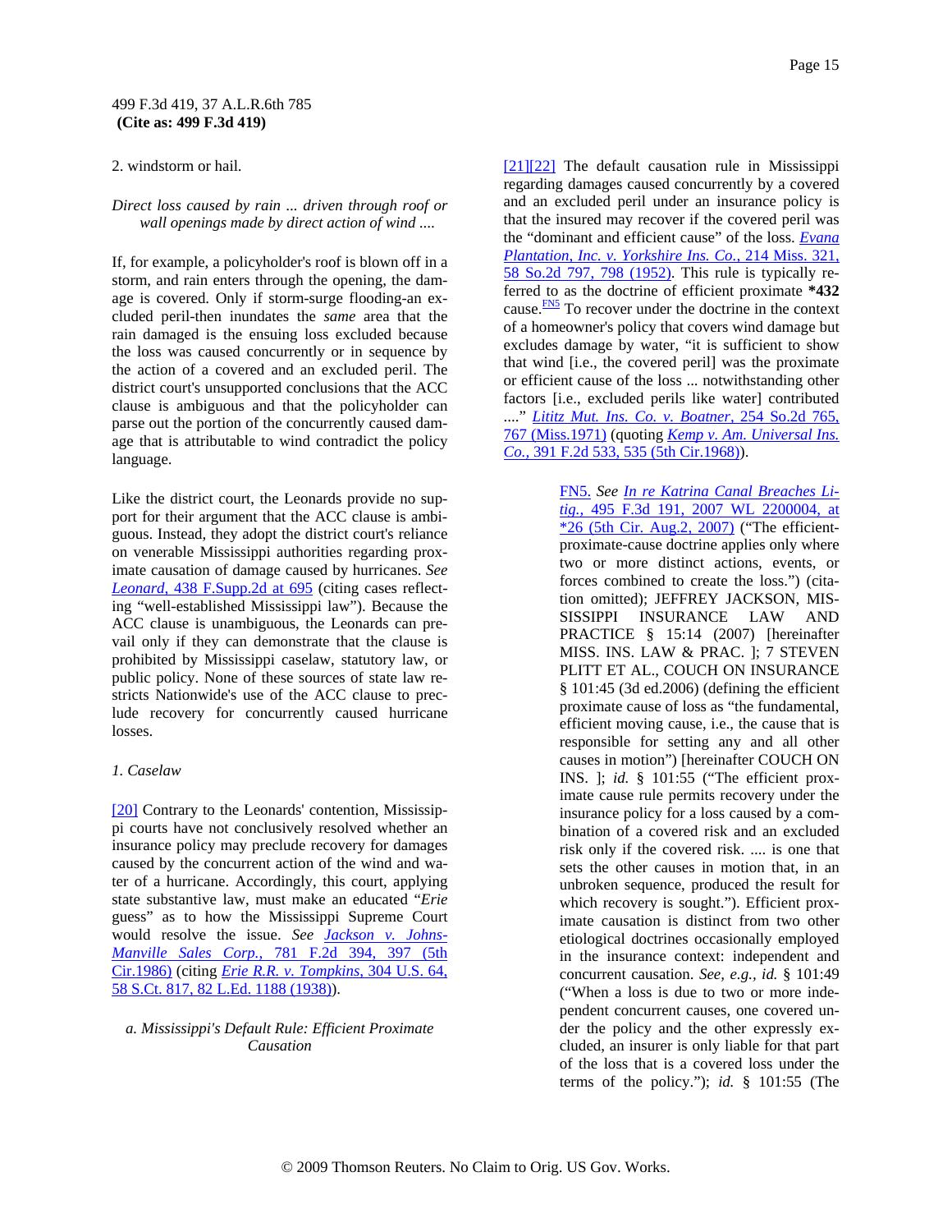2. windstorm or hail.

*Direct loss caused by rain ... driven through roof or wall openings made by direct action of wind ....*

If, for example, a policyholder's roof is blown off in a storm, and rain enters through the opening, the damage is covered. Only if storm-surge flooding-an excluded peril-then inundates the *same* area that the rain damaged is the ensuing loss excluded because the loss was caused concurrently or in sequence by the action of a covered and an excluded peril. The district court's unsupported conclusions that the ACC clause is ambiguous and that the policyholder can parse out the portion of the concurrently caused damage that is attributable to wind contradict the policy language.

Like the district court, the Leonards provide no support for their argument that the ACC clause is ambiguous. Instead, they adopt the district court's reliance on venerable Mississippi authorities regarding proximate causation of damage caused by hurricanes. *See* *Leonard,* 438 F.Supp.2d at 695 (citing cases reflecting "well-established Mississippi law"). Because the ACC clause is unambiguous, the Leonards can prevail only if they can demonstrate that the clause is prohibited by Mississippi caselaw, statutory law, or public policy. None of these sources of state law restricts Nationwide's use of the ACC clause to preclude recovery for concurrently caused hurricane losses.

*1. Caselaw*

[20] Contrary to the Leonards' contention, Mississippi courts have not conclusively resolved whether an insurance policy may preclude recovery for damages caused by the concurrent action of the wind and water of a hurricane. Accordingly, this court, applying state substantive law, must make an educated "*Erie* guess" as to how the Mississippi Supreme Court would resolve the issue. *See* *Jackson v. Johns-Manville Sales Corp.,* 781 F.2d 394, 397 (5th Cir.1986) (citing *Erie R.R. v. Tompkins,* 304 U.S. 64, 58 S.Ct. 817, 82 L.Ed. 1188 (1938)).

*a. Mississippi's Default Rule: Efficient Proximate Causation*

[21][22] The default causation rule in Mississippi regarding damages caused concurrently by a covered and an excluded peril under an insurance policy is that the insured may recover if the covered peril was the "dominant and efficient cause" of the loss. *Evana Plantation, Inc. v. Yorkshire Ins. Co.,* 214 Miss. 321, 58 So.2d 797, 798 (1952). This rule is typically referred to as the doctrine of efficient proximate **\*432** cause.[FN5] To recover under the doctrine in the context of a homeowner's policy that covers wind damage but excludes damage by water, "it is sufficient to show that wind [i.e., the covered peril] was the proximate or efficient cause of the loss ... notwithstanding other factors [i.e., excluded perils like water] contributed ...." *Lititz Mut. Ins. Co. v. Boatner,* 254 So.2d 765, 767 (Miss.1971) (quoting *Kemp v. Am. Universal Ins. Co.,* 391 F.2d 533, 535 (5th Cir.1968)).

> FN5. *See* *In re Katrina Canal Breaches Litig.,* 495 F.3d 191, 2007 WL 2200004, at \*26 (5th Cir. Aug.2, 2007) ("The efficient-proximate-cause doctrine applies only where two or more distinct actions, events, or forces combined to create the loss.") (citation omitted); JEFFREY JACKSON, MISSISSIPPI INSURANCE LAW AND PRACTICE § 15:14 (2007) [hereinafter MISS. INS. LAW & PRAC. ]; 7 STEVEN PLITT ET AL., COUCH ON INSURANCE § 101:45 (3d ed.2006) (defining the efficient proximate cause of loss as "the fundamental, efficient moving cause, i.e., the cause that is responsible for setting any and all other causes in motion") [hereinafter COUCH ON INS. ]; *id.* § 101:55 ("The efficient proximate cause rule permits recovery under the insurance policy for a loss caused by a combination of a covered risk and an excluded risk only if the covered risk. .... is one that sets the other causes in motion that, in an unbroken sequence, produced the result for which recovery is sought."). Efficient proximate causation is distinct from two other etiological doctrines occasionally employed in the insurance context: independent and concurrent causation. *See, e.g., id.* § 101:49 ("When a loss is due to two or more independent concurrent causes, one covered under the policy and the other expressly excluded, an insurer is only liable for that part of the loss that is a covered loss under the terms of the policy."); *id.* § 101:55 (The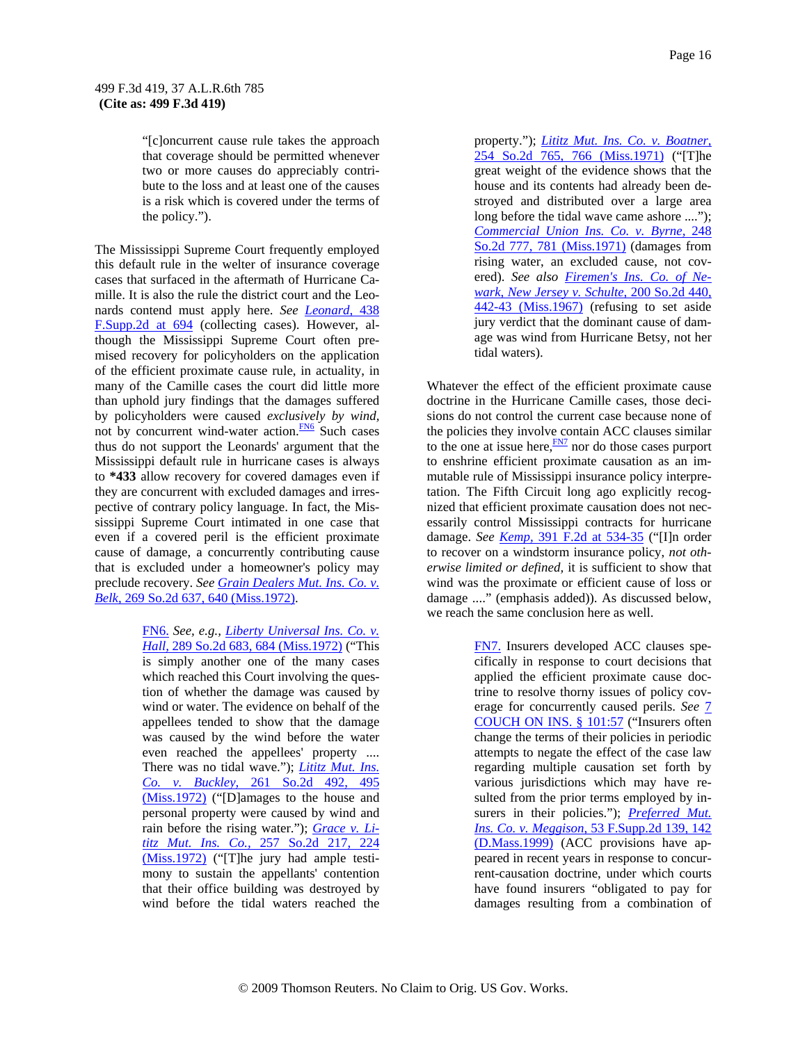"[c]oncurrent cause rule takes the approach that coverage should be permitted whenever two or more causes do appreciably contribute to the loss and at least one of the causes is a risk which is covered under the terms of the policy.").

The Mississippi Supreme Court frequently employed this default rule in the welter of insurance coverage cases that surfaced in the aftermath of Hurricane Camille. It is also the rule the district court and the Leonards contend must apply here. *See* Leonard, 438 F.Supp.2d at 694 (collecting cases). However, although the Mississippi Supreme Court often premised recovery for policyholders on the application of the efficient proximate cause rule, in actuality, in many of the Camille cases the court did little more than uphold jury findings that the damages suffered by policyholders were caused *exclusively by wind,* not by concurrent wind-water action.[FN6] Such cases thus do not support the Leonards' argument that the Mississippi default rule in hurricane cases is always to **\*433** allow recovery for covered damages even if they are concurrent with excluded damages and irrespective of contrary policy language. In fact, the Mississippi Supreme Court intimated in one case that even if a covered peril is the efficient proximate cause of damage, a concurrently contributing cause that is excluded under a homeowner's policy may preclude recovery. *See* Grain Dealers Mut. Ins. Co. v. Belk, 269 So.2d 637, 640 (Miss.1972).

> FN6. *See, e.g.,* Liberty Universal Ins. Co. v. Hall, 289 So.2d 683, 684 (Miss.1972) ("This is simply another one of the many cases which reached this Court involving the question of whether the damage was caused by wind or water. The evidence on behalf of the appellees tended to show that the damage was caused by the wind before the water even reached the appellees' property .... There was no tidal wave."); Lititz Mut. Ins. Co. v. Buckley, 261 So.2d 492, 495 (Miss.1972) ("[D]amages to the house and personal property were caused by wind and rain before the rising water."); Grace v. Lititz Mut. Ins. Co., 257 So.2d 217, 224 (Miss.1972) ("[T]he jury had ample testimony to sustain the appellants' contention that their office building was destroyed by wind before the tidal waters reached the property."); Lititz Mut. Ins. Co. v. Boatner, 254 So.2d 765, 766 (Miss.1971) ("[T]he great weight of the evidence shows that the house and its contents had already been destroyed and distributed over a large area long before the tidal wave came ashore ...."); Commercial Union Ins. Co. v. Byrne, 248 So.2d 777, 781 (Miss.1971) (damages from rising water, an excluded cause, not covered). *See also* Firemen's Ins. Co. of Newark, New Jersey v. Schulte, 200 So.2d 440, 442-43 (Miss.1967) (refusing to set aside jury verdict that the dominant cause of damage was wind from Hurricane Betsy, not her tidal waters).

Whatever the effect of the efficient proximate cause doctrine in the Hurricane Camille cases, those decisions do not control the current case because none of the policies they involve contain ACC clauses similar to the one at issue here,[FN7] nor do those cases purport to enshrine efficient proximate causation as an immutable rule of Mississippi insurance policy interpretation. The Fifth Circuit long ago explicitly recognized that efficient proximate causation does not necessarily control Mississippi contracts for hurricane damage. *See* Kemp, 391 F.2d at 534-35 ("[I]n order to recover on a windstorm insurance policy, *not otherwise limited or defined,* it is sufficient to show that wind was the proximate or efficient cause of loss or damage ...." (emphasis added)). As discussed below, we reach the same conclusion here as well.

> FN7. Insurers developed ACC clauses specifically in response to court decisions that applied the efficient proximate cause doctrine to resolve thorny issues of policy coverage for concurrently caused perils. *See* 7 COUCH ON INS. § 101:57 ("Insurers often change the terms of their policies in periodic attempts to negate the effect of the case law regarding multiple causation set forth by various jurisdictions which may have resulted from the prior terms employed by insurers in their policies."); *Preferred Mut. Ins. Co. v. Meggison,* 53 F.Supp.2d 139, 142 (D.Mass.1999) (ACC provisions have appeared in recent years in response to concurrent-causation doctrine, under which courts have found insurers "obligated to pay for damages resulting from a combination of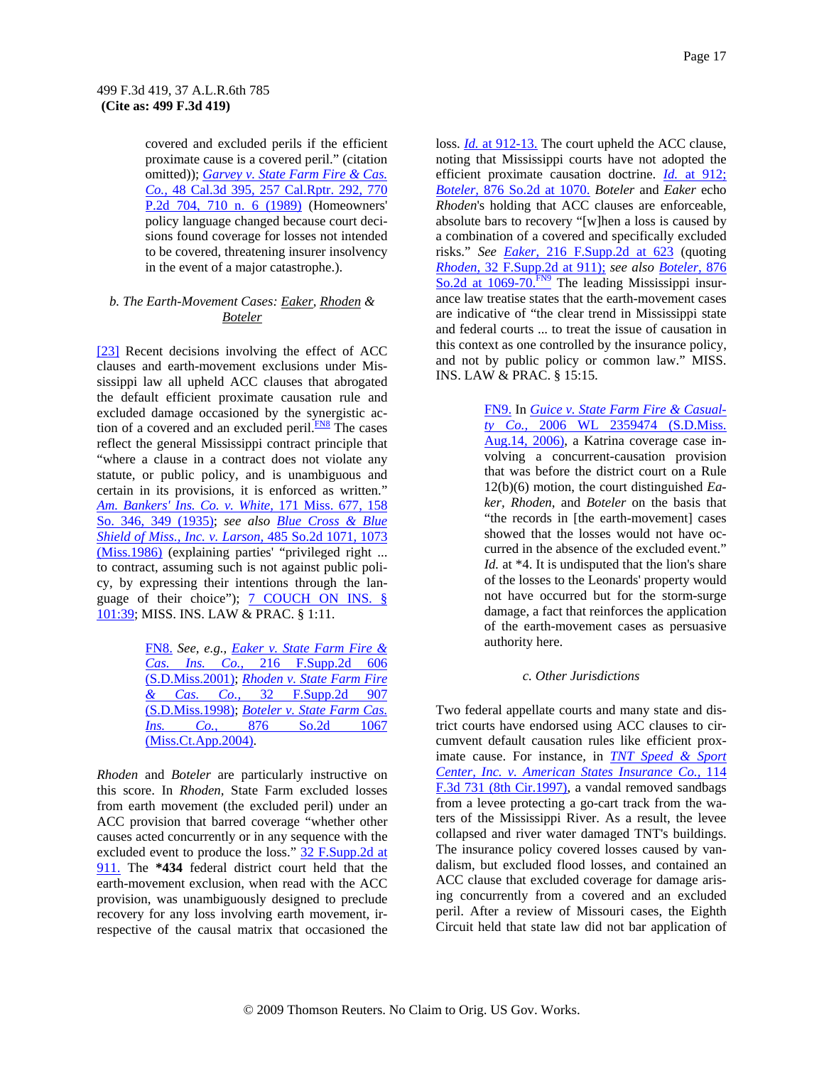covered and excluded perils if the efficient proximate cause is a covered peril." (citation omitted)); *Garvey v. State Farm Fire & Cas. Co.,* 48 Cal.3d 395, 257 Cal.Rptr. 292, 770 P.2d 704, 710 n. 6 (1989) (Homeowners' policy language changed because court decisions found coverage for losses not intended to be covered, threatening insurer insolvency in the event of a major catastrophe.).

### *b. The Earth-Movement Cases: Eaker, Rhoden & Boteler*

[23] Recent decisions involving the effect of ACC clauses and earth-movement exclusions under Mississippi law all upheld ACC clauses that abrogated the default efficient proximate causation rule and excluded damage occasioned by the synergistic action of a covered and an excluded peril.[FN8] The cases reflect the general Mississippi contract principle that "where a clause in a contract does not violate any statute, or public policy, and is unambiguous and certain in its provisions, it is enforced as written." *Am. Bankers' Ins. Co. v. White,* 171 Miss. 677, 158 So. 346, 349 (1935); *see also Blue Cross & Blue Shield of Miss., Inc. v. Larson,* 485 So.2d 1071, 1073 (Miss.1986) (explaining parties' "privileged right ... to contract, assuming such is not against public policy, by expressing their intentions through the language of their choice"); 7 COUCH ON INS. § 101:39; MISS. INS. LAW & PRAC. § 1:11.

> FN8. *See, e.g., Eaker v. State Farm Fire & Cas. Ins. Co.,* 216 F.Supp.2d 606 (S.D.Miss.2001); *Rhoden v. State Farm Fire & Cas. Co.,* 32 F.Supp.2d 907 (S.D.Miss.1998); *Boteler v. State Farm Cas. Ins. Co.,* 876 So.2d 1067 (Miss.Ct.App.2004).

*Rhoden* and *Boteler* are particularly instructive on this score. In *Rhoden,* State Farm excluded losses from earth movement (the excluded peril) under an ACC provision that barred coverage "whether other causes acted concurrently or in any sequence with the excluded event to produce the loss." 32 F.Supp.2d at 911. The **\*434** federal district court held that the earth-movement exclusion, when read with the ACC provision, was unambiguously designed to preclude recovery for any loss involving earth movement, irrespective of the causal matrix that occasioned the loss. *Id.* at 912-13. The court upheld the ACC clause, noting that Mississippi courts have not adopted the efficient proximate causation doctrine. *Id.* at 912; *Boteler,* 876 So.2d at 1070. *Boteler* and *Eaker* echo *Rhoden*'s holding that ACC clauses are enforceable, absolute bars to recovery "[w]hen a loss is caused by a combination of a covered and specifically excluded risks." *See Eaker,* 216 F.Supp.2d at 623 (quoting *Rhoden,* 32 F.Supp.2d at 911); *see also Boteler,* 876 So.2d at 1069-70.[FN9] The leading Mississippi insurance law treatise states that the earth-movement cases are indicative of "the clear trend in Mississippi state and federal courts ... to treat the issue of causation in this context as one controlled by the insurance policy, and not by public policy or common law." MISS. INS. LAW & PRAC. § 15:15.

> FN9. In *Guice v. State Farm Fire & Casualty Co.,* 2006 WL 2359474 (S.D.Miss. Aug.14, 2006), a Katrina coverage case involving a concurrent-causation provision that was before the district court on a Rule 12(b)(6) motion, the court distinguished *Eaker, Rhoden,* and *Boteler* on the basis that "the records in [the earth-movement] cases showed that the losses would not have occurred in the absence of the excluded event." *Id.* at \*4. It is undisputed that the lion's share of the losses to the Leonards' property would not have occurred but for the storm-surge damage, a fact that reinforces the application of the earth-movement cases as persuasive authority here.

### *c. Other Jurisdictions*

Two federal appellate courts and many state and district courts have endorsed using ACC clauses to circumvent default causation rules like efficient proximate cause. For instance, in *TNT Speed & Sport Center, Inc. v. American States Insurance Co.,* 114 F.3d 731 (8th Cir.1997), a vandal removed sandbags from a levee protecting a go-cart track from the waters of the Mississippi River. As a result, the levee collapsed and river water damaged TNT's buildings. The insurance policy covered losses caused by vandalism, but excluded flood losses, and contained an ACC clause that excluded coverage for damage arising concurrently from a covered and an excluded peril. After a review of Missouri cases, the Eighth Circuit held that state law did not bar application of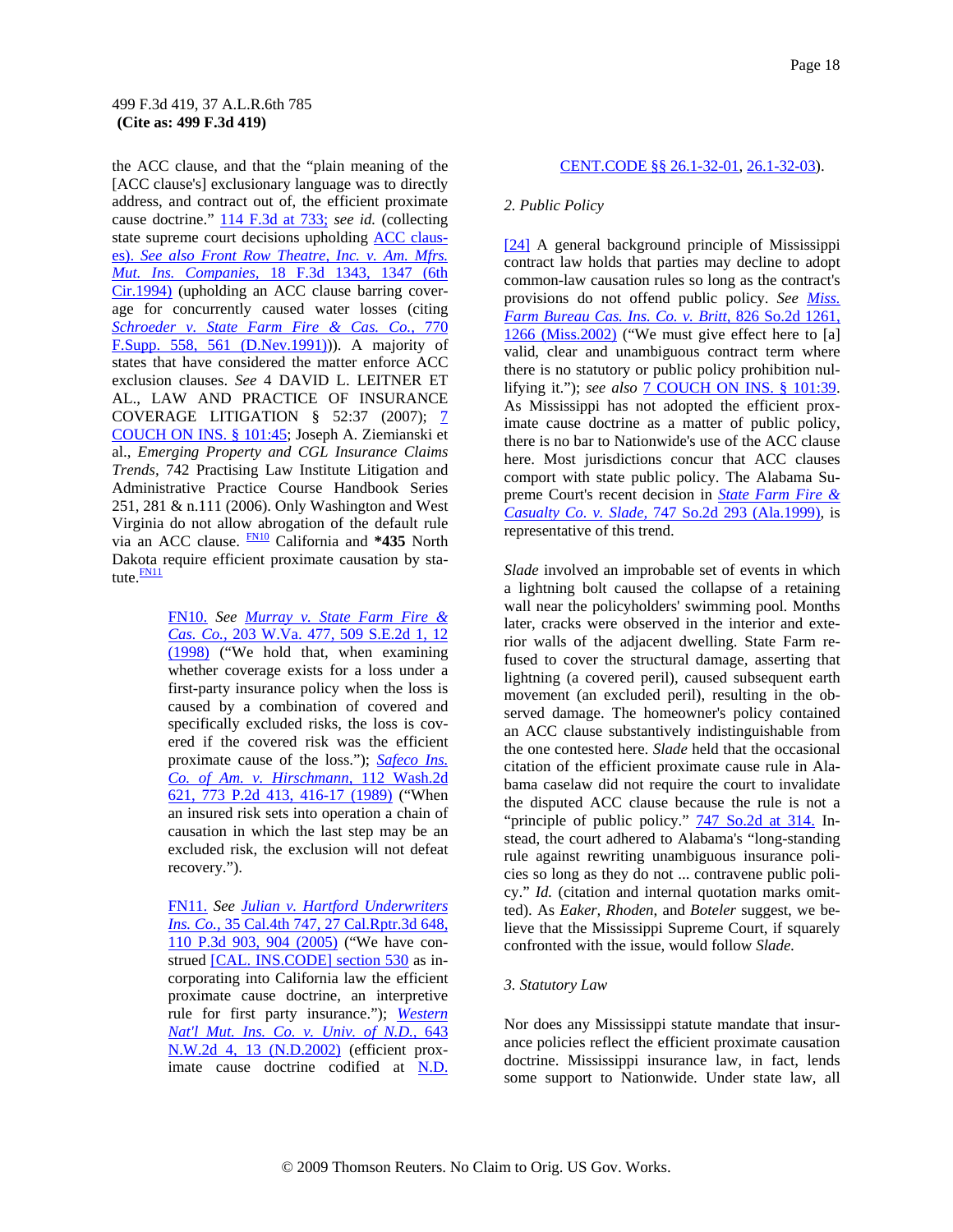the ACC clause, and that the "plain meaning of the [ACC clause's] exclusionary language was to directly address, and contract out of, the efficient proximate cause doctrine." 114 F.3d at 733; *see id.* (collecting state supreme court decisions upholding ACC clauses). *See also Front Row Theatre, Inc. v. Am. Mfrs. Mut. Ins. Companies,* 18 F.3d 1343, 1347 (6th Cir.1994) (upholding an ACC clause barring coverage for concurrently caused water losses (citing *Schroeder v. State Farm Fire & Cas. Co.,* 770 F.Supp. 558, 561 (D.Nev.1991))). A majority of states that have considered the matter enforce ACC exclusion clauses. *See* 4 DAVID L. LEITNER ET AL., LAW AND PRACTICE OF INSURANCE COVERAGE LITIGATION § 52:37 (2007); 7 COUCH ON INS. § 101:45; Joseph A. Ziemianski et al., *Emerging Property and CGL Insurance Claims Trends,* 742 Practising Law Institute Litigation and Administrative Practice Course Handbook Series 251, 281 & n.111 (2006). Only Washington and West Virginia do not allow abrogation of the default rule via an ACC clause. [FN10] California and **\*435** North Dakota require efficient proximate causation by statute.[FN11]

> FN10. *See Murray v. State Farm Fire & Cas. Co.,* 203 W.Va. 477, 509 S.E.2d 1, 12 (1998) ("We hold that, when examining whether coverage exists for a loss under a first-party insurance policy when the loss is caused by a combination of covered and specifically excluded risks, the loss is covered if the covered risk was the efficient proximate cause of the loss."); *Safeco Ins. Co. of Am. v. Hirschmann,* 112 Wash.2d 621, 773 P.2d 413, 416-17 (1989) ("When an insured risk sets into operation a chain of causation in which the last step may be an excluded risk, the exclusion will not defeat recovery.").

> FN11. *See Julian v. Hartford Underwriters Ins. Co.,* 35 Cal.4th 747, 27 Cal.Rptr.3d 648, 110 P.3d 903, 904 (2005) ("We have construed [CAL. INS.CODE] section 530 as incorporating into California law the efficient proximate cause doctrine, an interpretive rule for first party insurance."); *Western Nat'l Mut. Ins. Co. v. Univ. of N.D.,* 643 N.W.2d 4, 13 (N.D.2002) (efficient proximate cause doctrine codified at N.D. CENT.CODE §§ 26.1-32-01, 26.1-32-03).

*2. Public Policy*

[24] A general background principle of Mississippi contract law holds that parties may decline to adopt common-law causation rules so long as the contract's provisions do not offend public policy. *See Miss. Farm Bureau Cas. Ins. Co. v. Britt,* 826 So.2d 1261, 1266 (Miss.2002) ("We must give effect here to [a] valid, clear and unambiguous contract term where there is no statutory or public policy prohibition nullifying it."); *see also* 7 COUCH ON INS. § 101:39. As Mississippi has not adopted the efficient proximate cause doctrine as a matter of public policy, there is no bar to Nationwide's use of the ACC clause here. Most jurisdictions concur that ACC clauses comport with state public policy. The Alabama Supreme Court's recent decision in *State Farm Fire & Casualty Co. v. Slade,* 747 So.2d 293 (Ala.1999), is representative of this trend.

*Slade* involved an improbable set of events in which a lightning bolt caused the collapse of a retaining wall near the policyholders' swimming pool. Months later, cracks were observed in the interior and exterior walls of the adjacent dwelling. State Farm refused to cover the structural damage, asserting that lightning (a covered peril), caused subsequent earth movement (an excluded peril), resulting in the observed damage. The homeowner's policy contained an ACC clause substantively indistinguishable from the one contested here. *Slade* held that the occasional citation of the efficient proximate cause rule in Alabama caselaw did not require the court to invalidate the disputed ACC clause because the rule is not a "principle of public policy." 747 So.2d at 314. Instead, the court adhered to Alabama's "long-standing rule against rewriting unambiguous insurance policies so long as they do not ... contravene public policy." *Id.* (citation and internal quotation marks omitted). As *Eaker, Rhoden,* and *Boteler* suggest, we believe that the Mississippi Supreme Court, if squarely confronted with the issue, would follow *Slade.*

*3. Statutory Law*

Nor does any Mississippi statute mandate that insurance policies reflect the efficient proximate causation doctrine. Mississippi insurance law, in fact, lends some support to Nationwide. Under state law, all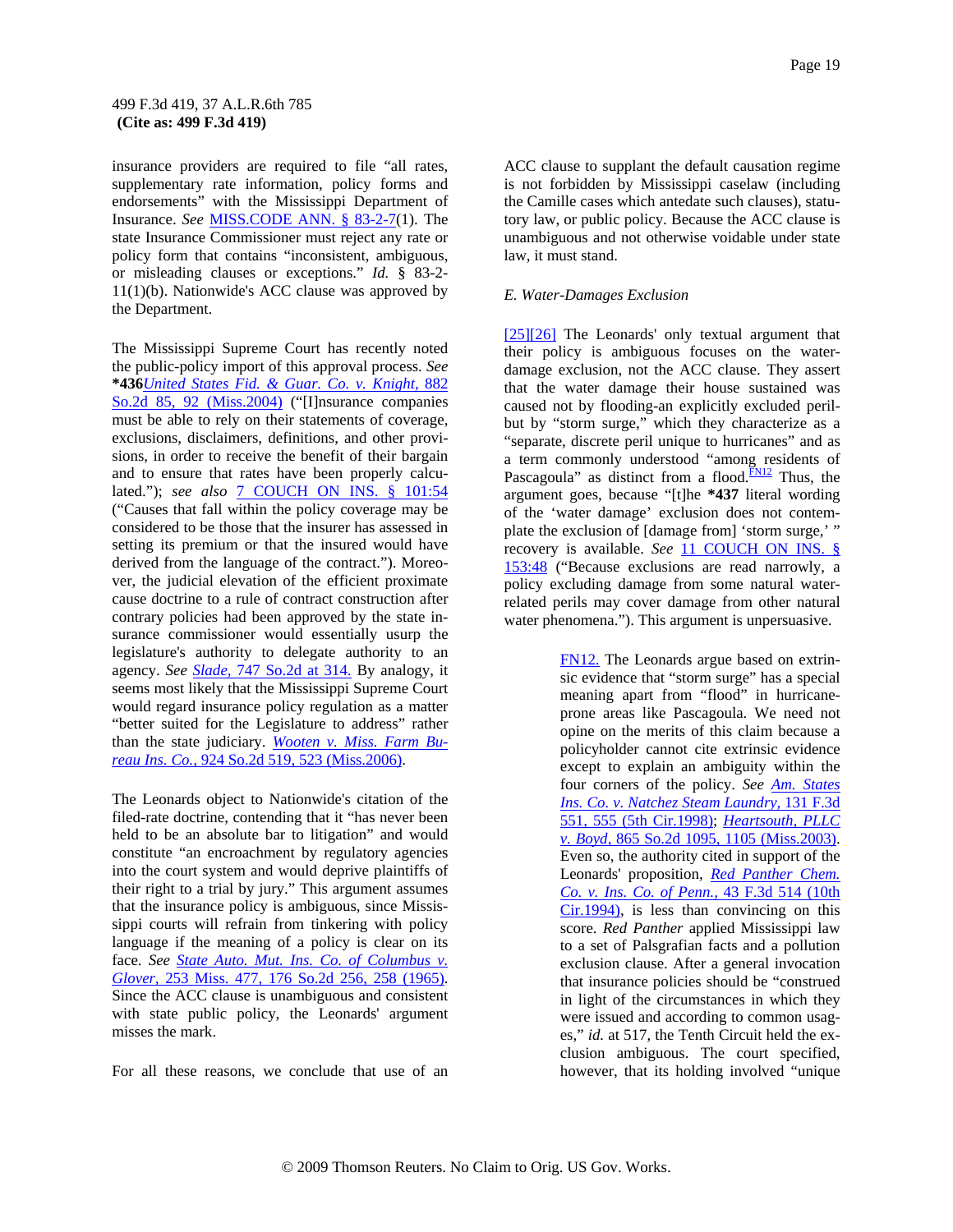insurance providers are required to file "all rates, supplementary rate information, policy forms and endorsements" with the Mississippi Department of Insurance. *See* MISS.CODE ANN. § 83-2-7(1). The state Insurance Commissioner must reject any rate or policy form that contains "inconsistent, ambiguous, or misleading clauses or exceptions." *Id.* § 83-2-11(1)(b). Nationwide's ACC clause was approved by the Department.

The Mississippi Supreme Court has recently noted the public-policy import of this approval process. *See* **\*436** *United States Fid. & Guar. Co. v. Knight,* 882 So.2d 85, 92 (Miss.2004) ("[I]nsurance companies must be able to rely on their statements of coverage, exclusions, disclaimers, definitions, and other provisions, in order to receive the benefit of their bargain and to ensure that rates have been properly calculated."); *see also* 7 COUCH ON INS. § 101:54 ("Causes that fall within the policy coverage may be considered to be those that the insurer has assessed in setting its premium or that the insured would have derived from the language of the contract."). Moreover, the judicial elevation of the efficient proximate cause doctrine to a rule of contract construction after contrary policies had been approved by the state insurance commissioner would essentially usurp the legislature's authority to delegate authority to an agency. *See Slade,* 747 So.2d at 314. By analogy, it seems most likely that the Mississippi Supreme Court would regard insurance policy regulation as a matter "better suited for the Legislature to address" rather than the state judiciary. *Wooten v. Miss. Farm Bureau Ins. Co.,* 924 So.2d 519, 523 (Miss.2006).

The Leonards object to Nationwide's citation of the filed-rate doctrine, contending that it "has never been held to be an absolute bar to litigation" and would constitute "an encroachment by regulatory agencies into the court system and would deprive plaintiffs of their right to a trial by jury." This argument assumes that the insurance policy is ambiguous, since Mississippi courts will refrain from tinkering with policy language if the meaning of a policy is clear on its face. *See State Auto. Mut. Ins. Co. of Columbus v. Glover,* 253 Miss. 477, 176 So.2d 256, 258 (1965). Since the ACC clause is unambiguous and consistent with state public policy, the Leonards' argument misses the mark.

For all these reasons, we conclude that use of an ACC clause to supplant the default causation regime is not forbidden by Mississippi caselaw (including the Camille cases which antedate such clauses), statutory law, or public policy. Because the ACC clause is unambiguous and not otherwise voidable under state law, it must stand.

*E. Water-Damages Exclusion*

[25][26] The Leonards' only textual argument that their policy is ambiguous focuses on the water-damage exclusion, not the ACC clause. They assert that the water damage their house sustained was caused not by flooding-an explicitly excluded peril-but by "storm surge," which they characterize as a "separate, discrete peril unique to hurricanes" and as a term commonly understood "among residents of Pascagoula" as distinct from a flood.[FN12] Thus, the argument goes, because "[t]he **\*437** literal wording of the 'water damage' exclusion does not contemplate the exclusion of [damage from] 'storm surge,' " recovery is available. *See* 11 COUCH ON INS. § 153:48 ("Because exclusions are read narrowly, a policy excluding damage from some natural water-related perils may cover damage from other natural water phenomena."). This argument is unpersuasive.

FN12. The Leonards argue based on extrinsic evidence that "storm surge" has a special meaning apart from "flood" in hurricane-prone areas like Pascagoula. We need not opine on the merits of this claim because a policyholder cannot cite extrinsic evidence except to explain an ambiguity within the four corners of the policy. *See Am. States Ins. Co. v. Natchez Steam Laundry,* 131 F.3d 551, 555 (5th Cir.1998); *Heartsouth, PLLC v. Boyd,* 865 So.2d 1095, 1105 (Miss.2003). Even so, the authority cited in support of the Leonards' proposition, *Red Panther Chem. Co. v. Ins. Co. of Penn.,* 43 F.3d 514 (10th Cir.1994), is less than convincing on this score. *Red Panther* applied Mississippi law to a set of Palsgrafian facts and a pollution exclusion clause. After a general invocation that insurance policies should be "construed in light of the circumstances in which they were issued and according to common usages," *id.* at 517, the Tenth Circuit held the exclusion ambiguous. The court specified, however, that its holding involved "unique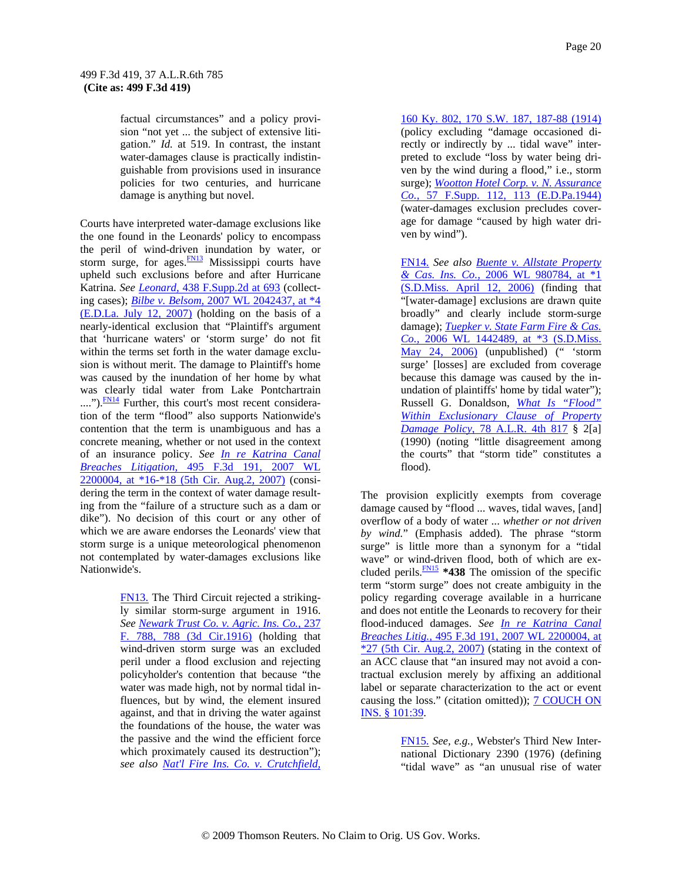factual circumstances" and a policy provision "not yet ... the subject of extensive litigation." *Id.* at 519. In contrast, the instant water-damages clause is practically indistinguishable from provisions used in insurance policies for two centuries, and hurricane damage is anything but novel.

Courts have interpreted water-damage exclusions like the one found in the Leonards' policy to encompass the peril of wind-driven inundation by water, or storm surge, for ages.[FN13] Mississippi courts have upheld such exclusions before and after Hurricane Katrina. *See Leonard,* 438 F.Supp.2d at 693 (collecting cases); *Bilbe v. Belsom,* 2007 WL 2042437, at *4 (E.D.La. July 12, 2007) (holding on the basis of a nearly-identical exclusion that "Plaintiff's argument that 'hurricane waters' or 'storm surge' do not fit within the terms set forth in the water damage exclusion is without merit. The damage to Plaintiff's home was caused by the inundation of her home by what was clearly tidal water from Lake Pontchartrain ....").[FN14] Further, this court's most recent consideration of the term "flood" also supports Nationwide's contention that the term is unambiguous and has a concrete meaning, whether or not used in the context of an insurance policy. *See In re Katrina Canal Breaches Litigation,* 495 F.3d 191, 2007 WL 2200004, at *16-*18 (5th Cir. Aug.2, 2007) (considering the term in the context of water damage resulting from the "failure of a structure such as a dam or dike"). No decision of this court or any other of which we are aware endorses the Leonards' view that storm surge is a unique meteorological phenomenon not contemplated by water-damages exclusions like Nationwide's.

FN13. The Third Circuit rejected a strikingly similar storm-surge argument in 1916. *See Newark Trust Co. v. Agric. Ins. Co.,* 237 F. 788, 788 (3d Cir.1916) (holding that wind-driven storm surge was an excluded peril under a flood exclusion and rejecting policyholder's contention that because "the water was made high, not by normal tidal influences, but by wind, the element insured against, and that in driving the water against the foundations of the house, the water was the passive and the wind the efficient force which proximately caused its destruction"); *see also Nat'l Fire Ins. Co. v. Crutchfield,* 160 Ky. 802, 170 S.W. 187, 187-88 (1914) (policy excluding "damage occasioned directly or indirectly by ... tidal wave" interpreted to exclude "loss by water being driven by the wind during a flood," i.e., storm surge); *Wootton Hotel Corp. v. N. Assurance Co.,* 57 F.Supp. 112, 113 (E.D.Pa.1944) (water-damages exclusion precludes coverage for damage "caused by high water driven by wind").

FN14. *See also Buente v. Allstate Property & Cas. Ins. Co.,* 2006 WL 980784, at *1 (S.D.Miss. April 12, 2006) (finding that "[water-damage] exclusions are drawn quite broadly" and clearly include storm-surge damage); *Tuepker v. State Farm Fire & Cas. Co.,* 2006 WL 1442489, at *3 (S.D.Miss. May 24, 2006) (unpublished) (" 'storm surge' [losses] are excluded from coverage because this damage was caused by the inundation of plaintiffs' home by tidal water"); Russell G. Donaldson, *What Is "Flood" Within Exclusionary Clause of Property Damage Policy,* 78 A.L.R. 4th 817 § 2[a] (1990) (noting "little disagreement among the courts" that "storm tide" constitutes a flood).

The provision explicitly exempts from coverage damage caused by "flood ... waves, tidal waves, [and] overflow of a body of water ... *whether or not driven by wind.*" (Emphasis added). The phrase "storm surge" is little more than a synonym for a "tidal wave" or wind-driven flood, both of which are excluded perils.[FN15] **\*438** The omission of the specific term "storm surge" does not create ambiguity in the policy regarding coverage available in a hurricane and does not entitle the Leonards to recovery for their flood-induced damages. *See In re Katrina Canal Breaches Litig.,* 495 F.3d 191, 2007 WL 2200004, at *27 (5th Cir. Aug.2, 2007) (stating in the context of an ACC clause that "an insured may not avoid a contractual exclusion merely by affixing an additional label or separate characterization to the act or event causing the loss." (citation omitted)); 7 COUCH ON INS. § 101:39.

FN15. *See, e.g.,* Webster's Third New International Dictionary 2390 (1976) (defining "tidal wave" as "an unusual rise of water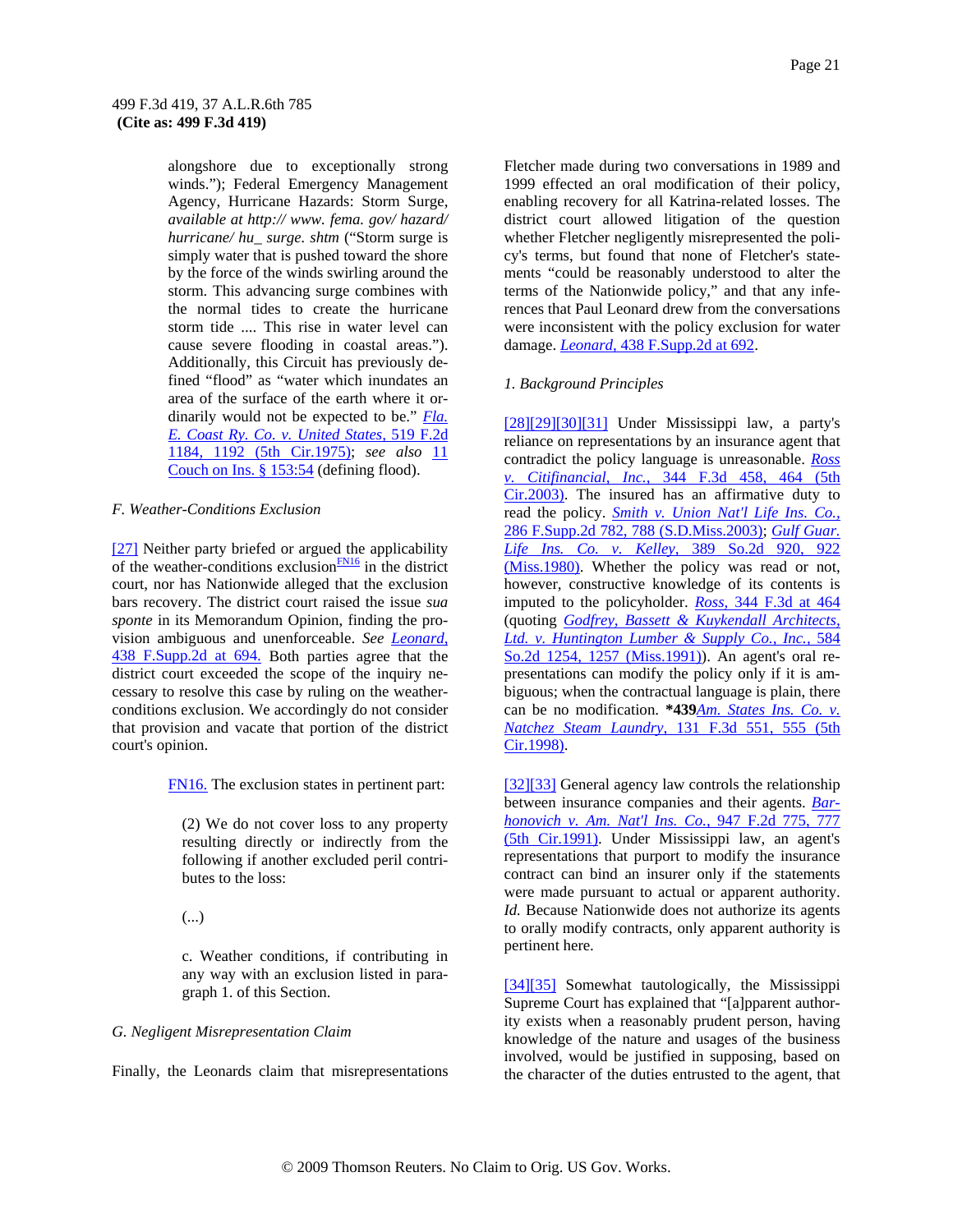alongshore due to exceptionally strong winds."); Federal Emergency Management Agency, Hurricane Hazards: Storm Surge, *available at http:// www. fema. gov/ hazard/ hurricane/ hu_ surge. shtm* ("Storm surge is simply water that is pushed toward the shore by the force of the winds swirling around the storm. This advancing surge combines with the normal tides to create the hurricane storm tide .... This rise in water level can cause severe flooding in coastal areas."). Additionally, this Circuit has previously defined "flood" as "water which inundates an area of the surface of the earth where it ordinarily would not be expected to be." *Fla. E. Coast Ry. Co. v. United States*, 519 F.2d 1184, 1192 (5th Cir.1975); *see also* 11 Couch on Ins. § 153:54 (defining flood).

*F. Weather-Conditions Exclusion*

[27] Neither party briefed or argued the applicability of the weather-conditions exclusion[FN16] in the district court, nor has Nationwide alleged that the exclusion bars recovery. The district court raised the issue *sua sponte* in its Memorandum Opinion, finding the provision ambiguous and unenforceable. *See Leonard*, 438 F.Supp.2d at 694. Both parties agree that the district court exceeded the scope of the inquiry necessary to resolve this case by ruling on the weather-conditions exclusion. We accordingly do not consider that provision and vacate that portion of the district court's opinion.

> FN16. The exclusion states in pertinent part:
>
> (2) We do not cover loss to any property resulting directly or indirectly from the following if another excluded peril contributes to the loss:
>
> (...)
>
> c. Weather conditions, if contributing in any way with an exclusion listed in paragraph 1. of this Section.

*G. Negligent Misrepresentation Claim*

Finally, the Leonards claim that misrepresentations Fletcher made during two conversations in 1989 and 1999 effected an oral modification of their policy, enabling recovery for all Katrina-related losses. The district court allowed litigation of the question whether Fletcher negligently misrepresented the policy's terms, but found that none of Fletcher's statements "could be reasonably understood to alter the terms of the Nationwide policy," and that any inferences that Paul Leonard drew from the conversations were inconsistent with the policy exclusion for water damage. *Leonard*, 438 F.Supp.2d at 692.

*1. Background Principles*

[28][29][30][31] Under Mississippi law, a party's reliance on representations by an insurance agent that contradict the policy language is unreasonable. *Ross v. Citifinancial, Inc.*, 344 F.3d 458, 464 (5th Cir.2003). The insured has an affirmative duty to read the policy. *Smith v. Union Nat'l Life Ins. Co.*, 286 F.Supp.2d 782, 788 (S.D.Miss.2003); *Gulf Guar. Life Ins. Co. v. Kelley*, 389 So.2d 920, 922 (Miss.1980). Whether the policy was read or not, however, constructive knowledge of its contents is imputed to the policyholder. *Ross*, 344 F.3d at 464 (quoting *Godfrey, Bassett & Kuykendall Architects, Ltd. v. Huntington Lumber & Supply Co., Inc.*, 584 So.2d 1254, 1257 (Miss.1991)). An agent's oral representations can modify the policy only if it is ambiguous; when the contractual language is plain, there can be no modification. **\*439***Am. States Ins. Co. v. Natchez Steam Laundry*, 131 F.3d 551, 555 (5th Cir.1998).

[32][33] General agency law controls the relationship between insurance companies and their agents. *Barhonovich v. Am. Nat'l Ins. Co.*, 947 F.2d 775, 777 (5th Cir.1991). Under Mississippi law, an agent's representations that purport to modify the insurance contract can bind an insurer only if the statements were made pursuant to actual or apparent authority. *Id.* Because Nationwide does not authorize its agents to orally modify contracts, only apparent authority is pertinent here.

[34][35] Somewhat tautologically, the Mississippi Supreme Court has explained that "[a]pparent authority exists when a reasonably prudent person, having knowledge of the nature and usages of the business involved, would be justified in supposing, based on the character of the duties entrusted to the agent, that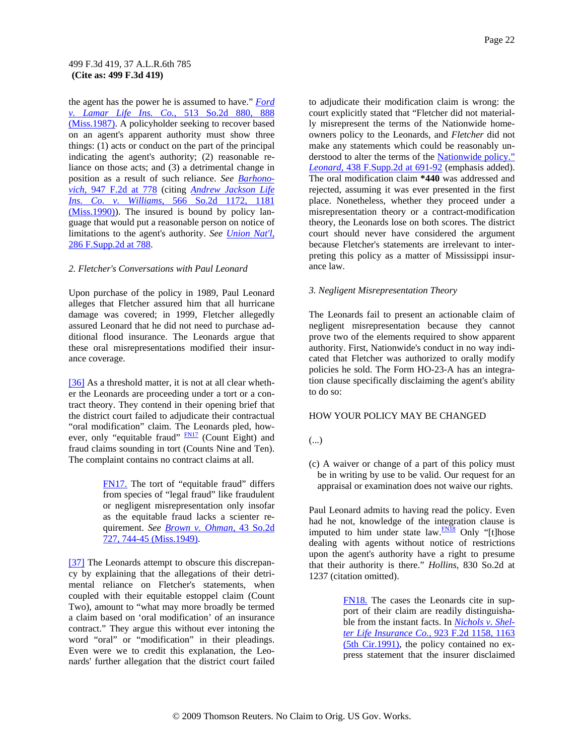the agent has the power he is assumed to have." *Ford v. Lamar Life Ins. Co.*, 513 So.2d 880, 888 (Miss.1987). A policyholder seeking to recover based on an agent's apparent authority must show three things: (1) acts or conduct on the part of the principal indicating the agent's authority; (2) reasonable reliance on those acts; and (3) a detrimental change in position as a result of such reliance. *See Barhonovich*, 947 F.2d at 778 (citing *Andrew Jackson Life Ins. Co. v. Williams*, 566 So.2d 1172, 1181 (Miss.1990)). The insured is bound by policy language that would put a reasonable person on notice of limitations to the agent's authority. *See Union Nat'l*, 286 F.Supp.2d at 788.

*2. Fletcher's Conversations with Paul Leonard*

Upon purchase of the policy in 1989, Paul Leonard alleges that Fletcher assured him that all hurricane damage was covered; in 1999, Fletcher allegedly assured Leonard that he did not need to purchase additional flood insurance. The Leonards argue that these oral misrepresentations modified their insurance coverage.

[36] As a threshold matter, it is not at all clear whether the Leonards are proceeding under a tort or a contract theory. They contend in their opening brief that the district court failed to adjudicate their contractual "oral modification" claim. The Leonards pled, however, only "equitable fraud" FN17 (Count Eight) and fraud claims sounding in tort (Counts Nine and Ten). The complaint contains no contract claims at all.

> FN17. The tort of "equitable fraud" differs from species of "legal fraud" like fraudulent or negligent misrepresentation only insofar as the equitable fraud lacks a scienter requirement. *See Brown v. Ohman*, 43 So.2d 727, 744-45 (Miss.1949).

[37] The Leonards attempt to obscure this discrepancy by explaining that the allegations of their detrimental reliance on Fletcher's statements, when coupled with their equitable estoppel claim (Count Two), amount to "what may more broadly be termed a claim based on 'oral modification' of an insurance contract." They argue this without ever intoning the word "oral" or "modification" in their pleadings. Even were we to credit this explanation, the Leonards' further allegation that the district court failed to adjudicate their modification claim is wrong: the court explicitly stated that "Fletcher did not materially misrepresent the terms of the Nationwide homeowners policy to the Leonards, and *Fletcher* did not make any statements which could be reasonably understood to alter the terms of the Nationwide policy." *Leonard*, 438 F.Supp.2d at 691-92 (emphasis added). The oral modification claim **\*440** was addressed and rejected, assuming it was ever presented in the first place. Nonetheless, whether they proceed under a misrepresentation theory or a contract-modification theory, the Leonards lose on both scores. The district court should never have considered the argument because Fletcher's statements are irrelevant to interpreting this policy as a matter of Mississippi insurance law.

*3. Negligent Misrepresentation Theory*

The Leonards fail to present an actionable claim of negligent misrepresentation because they cannot prove two of the elements required to show apparent authority. First, Nationwide's conduct in no way indicated that Fletcher was authorized to orally modify policies he sold. The Form HO-23-A has an integration clause specifically disclaiming the agent's ability to do so:

HOW YOUR POLICY MAY BE CHANGED

(...)

(c) A waiver or change of a part of this policy must be in writing by use to be valid. Our request for an appraisal or examination does not waive our rights.

Paul Leonard admits to having read the policy. Even had he not, knowledge of the integration clause is imputed to him under state law.FN18 Only "[t]hose dealing with agents without notice of restrictions upon the agent's authority have a right to presume that their authority is there." *Hollins*, 830 So.2d at 1237 (citation omitted).

> FN18. The cases the Leonards cite in support of their claim are readily distinguishable from the instant facts. In *Nichols v. Shelter Life Insurance Co.*, 923 F.2d 1158, 1163 (5th Cir.1991), the policy contained no express statement that the insurer disclaimed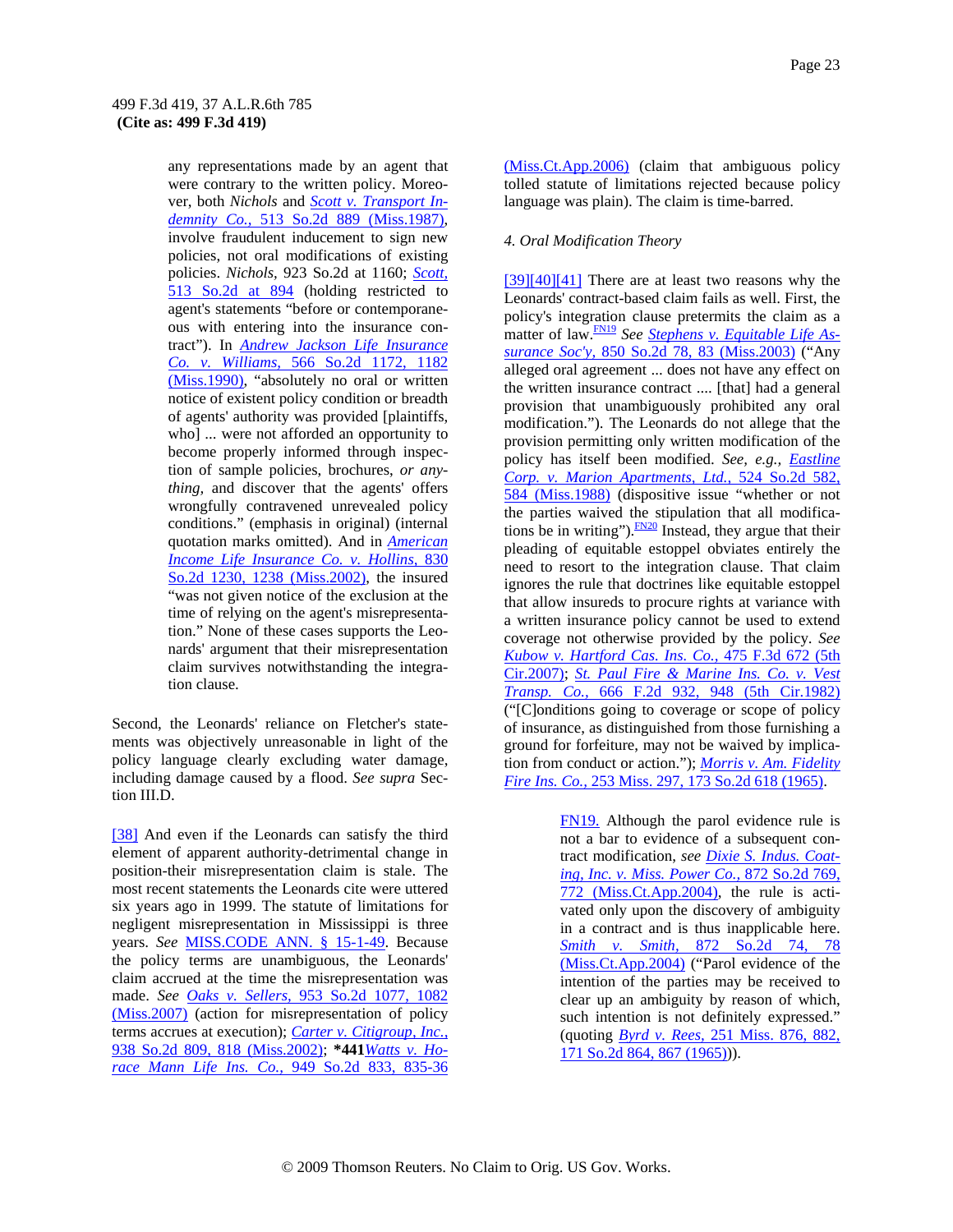any representations made by an agent that were contrary to the written policy. Moreover, both *Nichols* and *Scott v. Transport Indemnity Co.,* 513 So.2d 889 (Miss.1987), involve fraudulent inducement to sign new policies, not oral modifications of existing policies. *Nichols*, 923 So.2d at 1160; *Scott,* 513 So.2d at 894 (holding restricted to agent's statements "before or contemporaneous with entering into the insurance contract"). In *Andrew Jackson Life Insurance Co. v. Williams,* 566 So.2d 1172, 1182 (Miss.1990), "absolutely no oral or written notice of existent policy condition or breadth of agents' authority was provided [plaintiffs, who] ... were not afforded an opportunity to become properly informed through inspection of sample policies, brochures, *or anything,* and discover that the agents' offers wrongfully contravened unrevealed policy conditions." (emphasis in original) (internal quotation marks omitted). And in *American Income Life Insurance Co. v. Hollins,* 830 So.2d 1230, 1238 (Miss.2002), the insured "was not given notice of the exclusion at the time of relying on the agent's misrepresentation." None of these cases supports the Leonards' argument that their misrepresentation claim survives notwithstanding the integration clause.

Second, the Leonards' reliance on Fletcher's statements was objectively unreasonable in light of the policy language clearly excluding water damage, including damage caused by a flood. *See supra* Section III.D.

[38] And even if the Leonards can satisfy the third element of apparent authority-detrimental change in position-their misrepresentation claim is stale. The most recent statements the Leonards cite were uttered six years ago in 1999. The statute of limitations for negligent misrepresentation in Mississippi is three years. *See* MISS.CODE ANN. § 15-1-49. Because the policy terms are unambiguous, the Leonards' claim accrued at the time the misrepresentation was made. *See Oaks v. Sellers,* 953 So.2d 1077, 1082 (Miss.2007) (action for misrepresentation of policy terms accrues at execution); *Carter v. Citigroup, Inc.,* 938 So.2d 809, 818 (Miss.2002); **\*441***Watts v. Horace Mann Life Ins. Co.,* 949 So.2d 833, 835-36 (Miss.Ct.App.2006) (claim that ambiguous policy tolled statute of limitations rejected because policy language was plain). The claim is time-barred.

*4. Oral Modification Theory*

[39][40][41] There are at least two reasons why the Leonards' contract-based claim fails as well. First, the policy's integration clause pretermits the claim as a matter of law.[FN19] *See Stephens v. Equitable Life Assurance Soc'y,* 850 So.2d 78, 83 (Miss.2003) ("Any alleged oral agreement ... does not have any effect on the written insurance contract .... [that] had a general provision that unambiguously prohibited any oral modification."). The Leonards do not allege that the provision permitting only written modification of the policy has itself been modified. *See, e.g., Eastline Corp. v. Marion Apartments, Ltd.,* 524 So.2d 582, 584 (Miss.1988) (dispositive issue "whether or not the parties waived the stipulation that all modifications be in writing").[FN20] Instead, they argue that their pleading of equitable estoppel obviates entirely the need to resort to the integration clause. That claim ignores the rule that doctrines like equitable estoppel that allow insureds to procure rights at variance with a written insurance policy cannot be used to extend coverage not otherwise provided by the policy. *See Kubow v. Hartford Cas. Ins. Co.,* 475 F.3d 672 (5th Cir.2007); *St. Paul Fire & Marine Ins. Co. v. Vest Transp. Co.,* 666 F.2d 932, 948 (5th Cir.1982) ("[C]onditions going to coverage or scope of policy of insurance, as distinguished from those furnishing a ground for forfeiture, may not be waived by implication from conduct or action."); *Morris v. Am. Fidelity Fire Ins. Co.,* 253 Miss. 297, 173 So.2d 618 (1965).

FN19. Although the parol evidence rule is not a bar to evidence of a subsequent contract modification, *see Dixie S. Indus. Coating, Inc. v. Miss. Power Co.,* 872 So.2d 769, 772 (Miss.Ct.App.2004), the rule is activated only upon the discovery of ambiguity in a contract and is thus inapplicable here. *Smith v. Smith,* 872 So.2d 74, 78 (Miss.Ct.App.2004) ("Parol evidence of the intention of the parties may be received to clear up an ambiguity by reason of which, such intention is not definitely expressed." (quoting *Byrd v. Rees,* 251 Miss. 876, 882, 171 So.2d 864, 867 (1965))).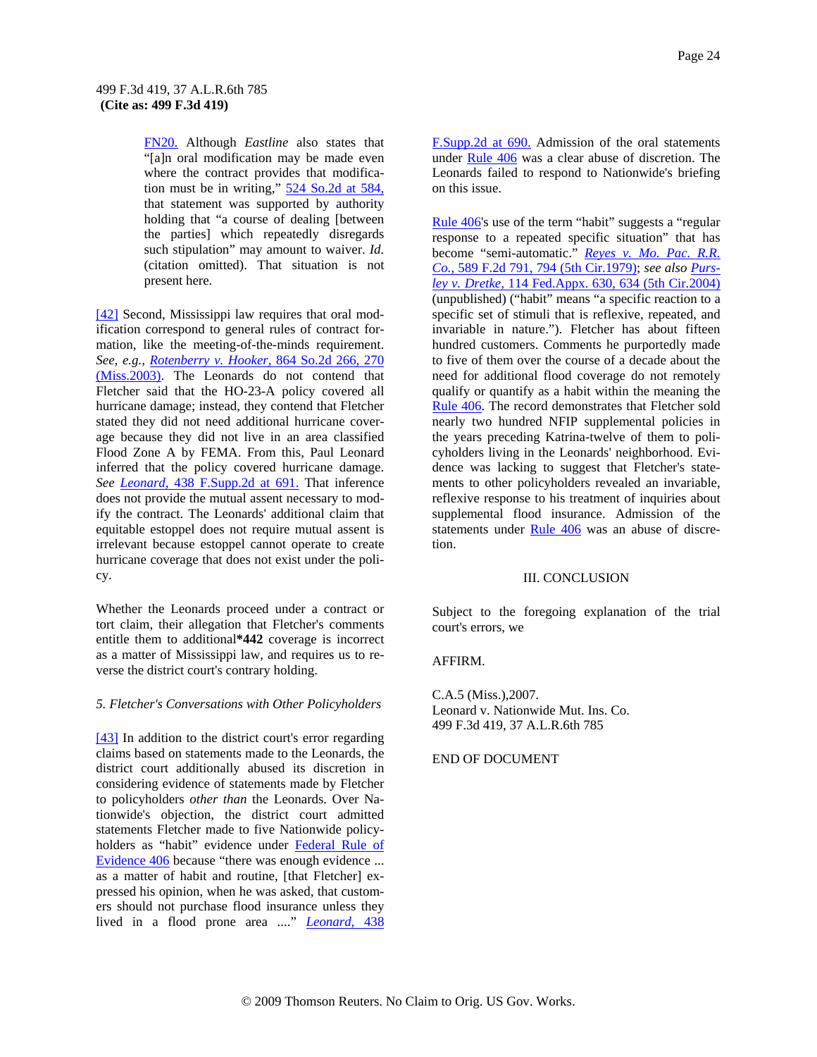FN20. Although *Eastline* also states that "[a]n oral modification may be made even where the contract provides that modification must be in writing," 524 So.2d at 584, that statement was supported by authority holding that "a course of dealing [between the parties] which repeatedly disregards such stipulation" may amount to waiver. *Id.* (citation omitted). That situation is not present here.

[42] Second, Mississippi law requires that oral modification correspond to general rules of contract formation, like the meeting-of-the-minds requirement. *See, e.g., Rotenberry v. Hooker,* 864 So.2d 266, 270 (Miss.2003). The Leonards do not contend that Fletcher said that the HO-23-A policy covered all hurricane damage; instead, they contend that Fletcher stated they did not need additional hurricane coverage because they did not live in an area classified Flood Zone A by FEMA. From this, Paul Leonard inferred that the policy covered hurricane damage. *See Leonard,* 438 F.Supp.2d at 691. That inference does not provide the mutual assent necessary to modify the contract. The Leonards' additional claim that equitable estoppel does not require mutual assent is irrelevant because estoppel cannot operate to create hurricane coverage that does not exist under the policy.

Whether the Leonards proceed under a contract or tort claim, their allegation that Fletcher's comments entitle them to additional**\*442** coverage is incorrect as a matter of Mississippi law, and requires us to reverse the district court's contrary holding.

*5. Fletcher's Conversations with Other Policyholders*

[43] In addition to the district court's error regarding claims based on statements made to the Leonards, the district court additionally abused its discretion in considering evidence of statements made by Fletcher to policyholders *other than* the Leonards. Over Nationwide's objection, the district court admitted statements Fletcher made to five Nationwide policyholders as "habit" evidence under Federal Rule of Evidence 406 because "there was enough evidence ... as a matter of habit and routine, [that Fletcher] expressed his opinion, when he was asked, that customers should not purchase flood insurance unless they lived in a flood prone area ...." *Leonard,* 438 F.Supp.2d at 690. Admission of the oral statements under Rule 406 was a clear abuse of discretion. The Leonards failed to respond to Nationwide's briefing on this issue.

Rule 406's use of the term "habit" suggests a "regular response to a repeated specific situation" that has become "semi-automatic." *Reyes v. Mo. Pac. R.R. Co.,* 589 F.2d 791, 794 (5th Cir.1979); *see also Pursley v. Dretke,* 114 Fed.Appx. 630, 634 (5th Cir.2004) (unpublished) ("habit" means "a specific reaction to a specific set of stimuli that is reflexive, repeated, and invariable in nature."). Fletcher has about fifteen hundred customers. Comments he purportedly made to five of them over the course of a decade about the need for additional flood coverage do not remotely qualify or quantify as a habit within the meaning the Rule 406. The record demonstrates that Fletcher sold nearly two hundred NFIP supplemental policies in the years preceding Katrina-twelve of them to policyholders living in the Leonards' neighborhood. Evidence was lacking to suggest that Fletcher's statements to other policyholders revealed an invariable, reflexive response to his treatment of inquiries about supplemental flood insurance. Admission of the statements under Rule 406 was an abuse of discretion.

## III. CONCLUSION

Subject to the foregoing explanation of the trial court's errors, we

AFFIRM.

C.A.5 (Miss.),2007.
Leonard v. Nationwide Mut. Ins. Co.
499 F.3d 419, 37 A.L.R.6th 785

END OF DOCUMENT